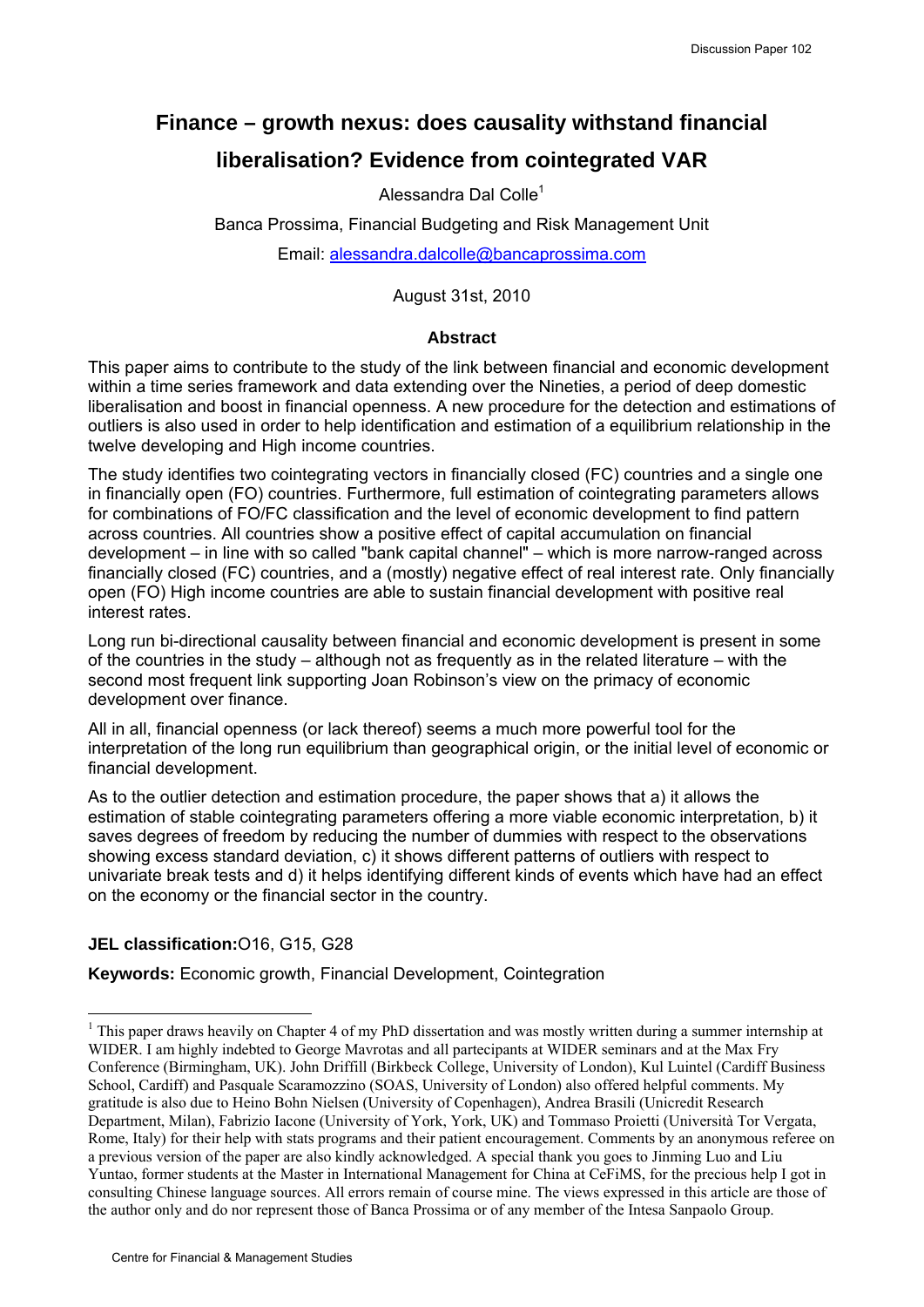# Finance – growth nexus: does causality withstand financial liberalisation? Evidence from cointegrated VAR

Alessandra Dal Colle[1]

Banca Prossima, Financial Budgeting and Risk Management Unit

Email: alessandra.dalcolle@bancaprossima.com

August 31st, 2010

### Abstract

This paper aims to contribute to the study of the link between financial and economic development within a time series framework and data extending over the Nineties, a period of deep domestic liberalisation and boost in financial openness. A new procedure for the detection and estimations of outliers is also used in order to help identification and estimation of a equilibrium relationship in the twelve developing and High income countries.

The study identifies two cointegrating vectors in financially closed (FC) countries and a single one in financially open (FO) countries. Furthermore, full estimation of cointegrating parameters allows for combinations of FO/FC classification and the level of economic development to find pattern across countries. All countries show a positive effect of capital accumulation on financial development – in line with so called "bank capital channel" – which is more narrow-ranged across financially closed (FC) countries, and a (mostly) negative effect of real interest rate. Only financially open (FO) High income countries are able to sustain financial development with positive real interest rates.

Long run bi-directional causality between financial and economic development is present in some of the countries in the study – although not as frequently as in the related literature – with the second most frequent link supporting Joan Robinson's view on the primacy of economic development over finance.

All in all, financial openness (or lack thereof) seems a much more powerful tool for the interpretation of the long run equilibrium than geographical origin, or the initial level of economic or financial development.

As to the outlier detection and estimation procedure, the paper shows that a) it allows the estimation of stable cointegrating parameters offering a more viable economic interpretation, b) it saves degrees of freedom by reducing the number of dummies with respect to the observations showing excess standard deviation, c) it shows different patterns of outliers with respect to univariate break tests and d) it helps identifying different kinds of events which have had an effect on the economy or the financial sector in the country.

**JEL classification:** O16, G15, G28

**Keywords:** Economic growth, Financial Development, Cointegration

---

[1] This paper draws heavily on Chapter 4 of my PhD dissertation and was mostly written during a summer internship at WIDER. I am highly indebted to George Mavrotas and all partecipants at WIDER seminars and at the Max Fry Conference (Birmingham, UK). John Driffill (Birkbeck College, University of London), Kul Luintel (Cardiff Business School, Cardiff) and Pasquale Scaramozzino (SOAS, University of London) also offered helpful comments. My gratitude is also due to Heino Bohn Nielsen (University of Copenhagen), Andrea Brasili (Unicredit Research Department, Milan), Fabrizio Iacone (University of York, York, UK) and Tommaso Proietti (Università Tor Vergata, Rome, Italy) for their help with stats programs and their patient encouragement. Comments by an anonymous referee on a previous version of the paper are also kindly acknowledged. A special thank you goes to Jinming Luo and Liu Yuntao, former students at the Master in International Management for China at CeFiMS, for the precious help I got in consulting Chinese language sources. All errors remain of course mine. The views expressed in this article are those of the author only and do nor represent those of Banca Prossima or of any member of the Intesa Sanpaolo Group.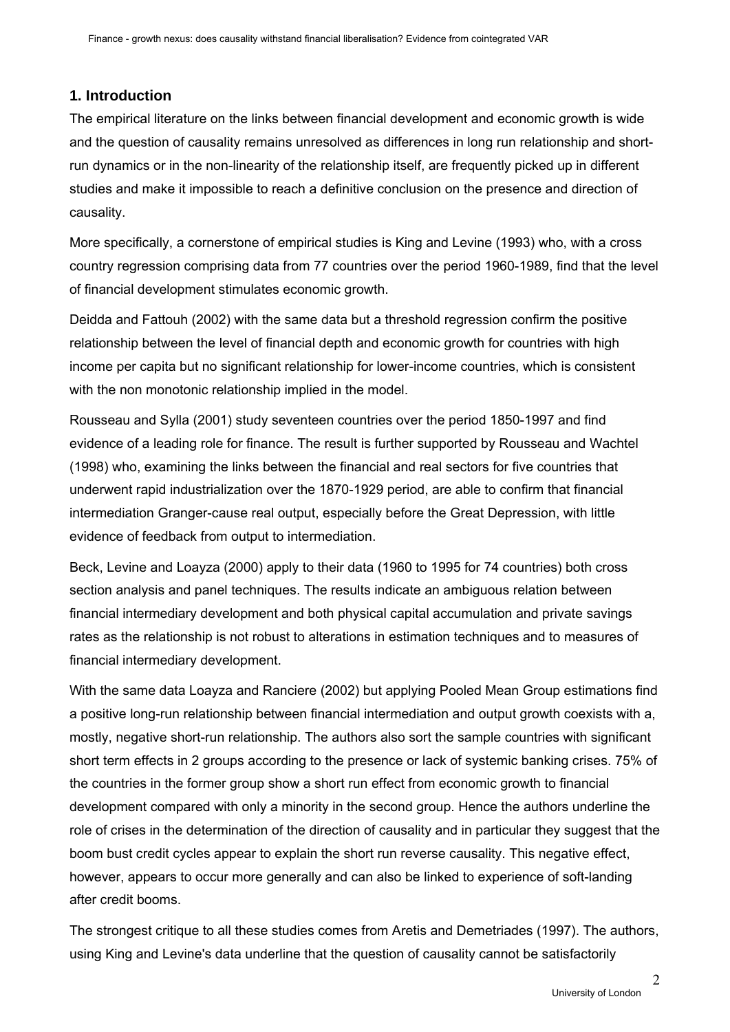## 1. Introduction

The empirical literature on the links between financial development and economic growth is wide and the question of causality remains unresolved as differences in long run relationship and short-run dynamics or in the non-linearity of the relationship itself, are frequently picked up in different studies and make it impossible to reach a definitive conclusion on the presence and direction of causality.

More specifically, a cornerstone of empirical studies is King and Levine (1993) who, with a cross country regression comprising data from 77 countries over the period 1960-1989, find that the level of financial development stimulates economic growth.

Deidda and Fattouh (2002) with the same data but a threshold regression confirm the positive relationship between the level of financial depth and economic growth for countries with high income per capita but no significant relationship for lower-income countries, which is consistent with the non monotonic relationship implied in the model.

Rousseau and Sylla (2001) study seventeen countries over the period 1850-1997 and find evidence of a leading role for finance. The result is further supported by Rousseau and Wachtel (1998) who, examining the links between the financial and real sectors for five countries that underwent rapid industrialization over the 1870-1929 period, are able to confirm that financial intermediation Granger-cause real output, especially before the Great Depression, with little evidence of feedback from output to intermediation.

Beck, Levine and Loayza (2000) apply to their data (1960 to 1995 for 74 countries) both cross section analysis and panel techniques. The results indicate an ambiguous relation between financial intermediary development and both physical capital accumulation and private savings rates as the relationship is not robust to alterations in estimation techniques and to measures of financial intermediary development.

With the same data Loayza and Ranciere (2002) but applying Pooled Mean Group estimations find a positive long-run relationship between financial intermediation and output growth coexists with a, mostly, negative short-run relationship. The authors also sort the sample countries with significant short term effects in 2 groups according to the presence or lack of systemic banking crises. 75% of the countries in the former group show a short run effect from economic growth to financial development compared with only a minority in the second group. Hence the authors underline the role of crises in the determination of the direction of causality and in particular they suggest that the boom bust credit cycles appear to explain the short run reverse causality. This negative effect, however, appears to occur more generally and can also be linked to experience of soft-landing after credit booms.

The strongest critique to all these studies comes from Aretis and Demetriades (1997). The authors, using King and Levine's data underline that the question of causality cannot be satisfactorily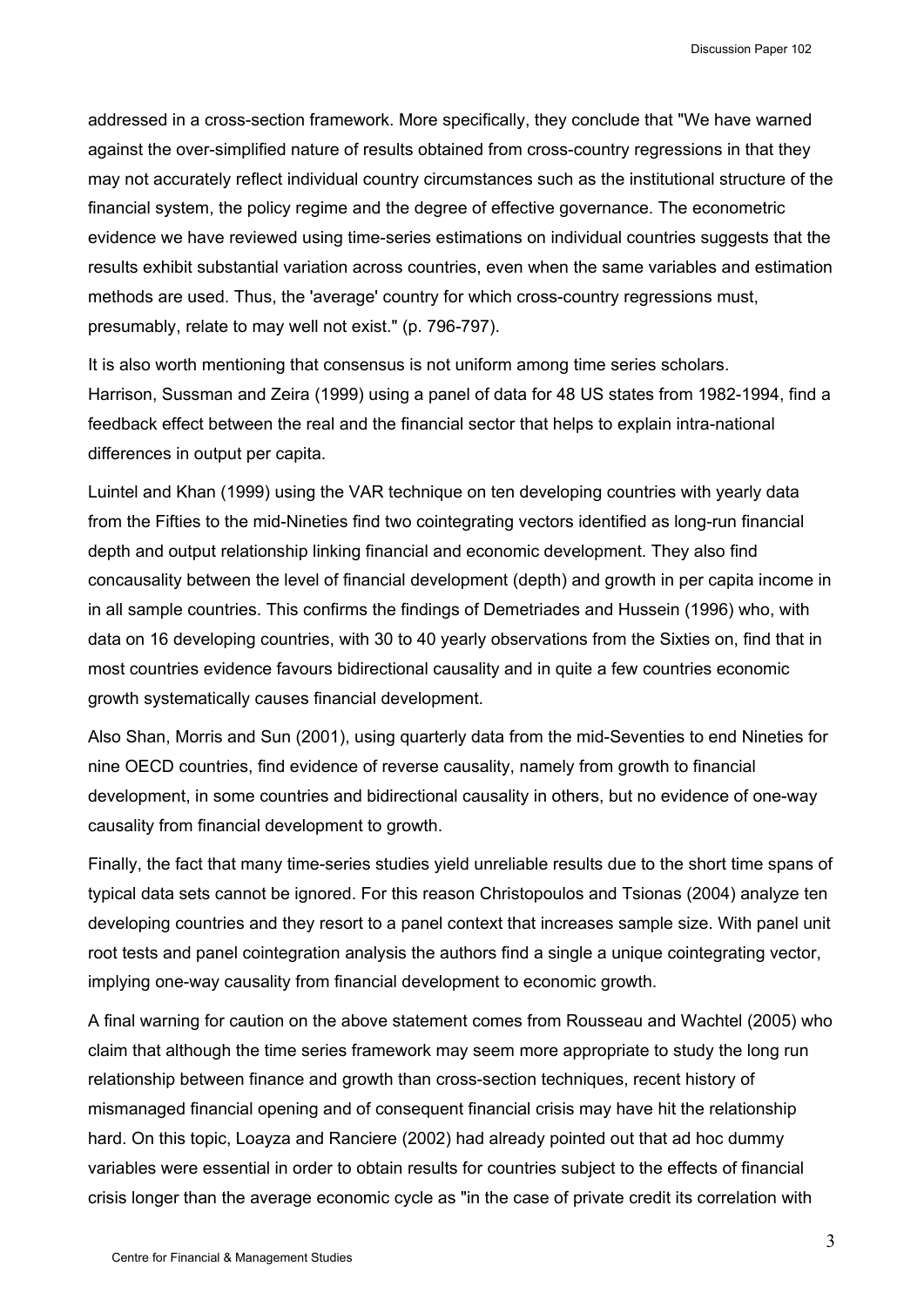addressed in a cross-section framework. More specifically, they conclude that "We have warned against the over-simplified nature of results obtained from cross-country regressions in that they may not accurately reflect individual country circumstances such as the institutional structure of the financial system, the policy regime and the degree of effective governance. The econometric evidence we have reviewed using time-series estimations on individual countries suggests that the results exhibit substantial variation across countries, even when the same variables and estimation methods are used. Thus, the 'average' country for which cross-country regressions must, presumably, relate to may well not exist." (p. 796-797).

It is also worth mentioning that consensus is not uniform among time series scholars. Harrison, Sussman and Zeira (1999) using a panel of data for 48 US states from 1982-1994, find a feedback effect between the real and the financial sector that helps to explain intra-national differences in output per capita.

Luintel and Khan (1999) using the VAR technique on ten developing countries with yearly data from the Fifties to the mid-Nineties find two cointegrating vectors identified as long-run financial depth and output relationship linking financial and economic development. They also find concausality between the level of financial development (depth) and growth in per capita income in in all sample countries. This confirms the findings of Demetriades and Hussein (1996) who, with data on 16 developing countries, with 30 to 40 yearly observations from the Sixties on, find that in most countries evidence favours bidirectional causality and in quite a few countries economic growth systematically causes financial development.

Also Shan, Morris and Sun (2001), using quarterly data from the mid-Seventies to end Nineties for nine OECD countries, find evidence of reverse causality, namely from growth to financial development, in some countries and bidirectional causality in others, but no evidence of one-way causality from financial development to growth.

Finally, the fact that many time-series studies yield unreliable results due to the short time spans of typical data sets cannot be ignored. For this reason Christopoulos and Tsionas (2004) analyze ten developing countries and they resort to a panel context that increases sample size. With panel unit root tests and panel cointegration analysis the authors find a single a unique cointegrating vector, implying one-way causality from financial development to economic growth.

A final warning for caution on the above statement comes from Rousseau and Wachtel (2005) who claim that although the time series framework may seem more appropriate to study the long run relationship between finance and growth than cross-section techniques, recent history of mismanaged financial opening and of consequent financial crisis may have hit the relationship hard. On this topic, Loayza and Ranciere (2002) had already pointed out that ad hoc dummy variables were essential in order to obtain results for countries subject to the effects of financial crisis longer than the average economic cycle as "in the case of private credit its correlation with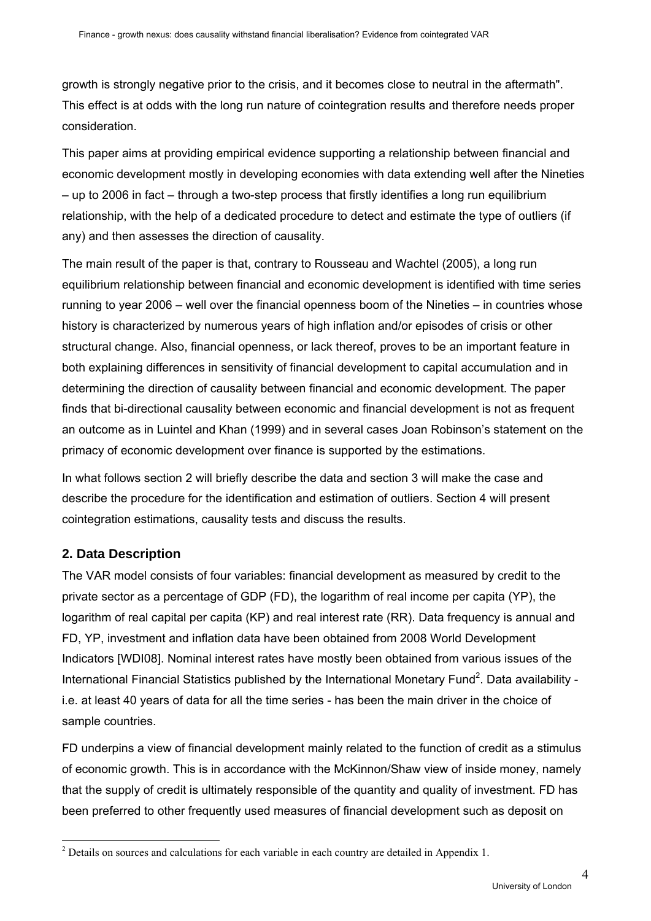growth is strongly negative prior to the crisis, and it becomes close to neutral in the aftermath". This effect is at odds with the long run nature of cointegration results and therefore needs proper consideration.

This paper aims at providing empirical evidence supporting a relationship between financial and economic development mostly in developing economies with data extending well after the Nineties – up to 2006 in fact – through a two-step process that firstly identifies a long run equilibrium relationship, with the help of a dedicated procedure to detect and estimate the type of outliers (if any) and then assesses the direction of causality.

The main result of the paper is that, contrary to Rousseau and Wachtel (2005), a long run equilibrium relationship between financial and economic development is identified with time series running to year 2006 – well over the financial openness boom of the Nineties – in countries whose history is characterized by numerous years of high inflation and/or episodes of crisis or other structural change. Also, financial openness, or lack thereof, proves to be an important feature in both explaining differences in sensitivity of financial development to capital accumulation and in determining the direction of causality between financial and economic development. The paper finds that bi-directional causality between economic and financial development is not as frequent an outcome as in Luintel and Khan (1999) and in several cases Joan Robinson's statement on the primacy of economic development over finance is supported by the estimations.

In what follows section 2 will briefly describe the data and section 3 will make the case and describe the procedure for the identification and estimation of outliers. Section 4 will present cointegration estimations, causality tests and discuss the results.

## 2. Data Description

The VAR model consists of four variables: financial development as measured by credit to the private sector as a percentage of GDP (FD), the logarithm of real income per capita (YP), the logarithm of real capital per capita (KP) and real interest rate (RR). Data frequency is annual and FD, YP, investment and inflation data have been obtained from 2008 World Development Indicators [WDI08]. Nominal interest rates have mostly been obtained from various issues of the International Financial Statistics published by the International Monetary Fund[2]. Data availability - i.e. at least 40 years of data for all the time series - has been the main driver in the choice of sample countries.

FD underpins a view of financial development mainly related to the function of credit as a stimulus of economic growth. This is in accordance with the McKinnon/Shaw view of inside money, namely that the supply of credit is ultimately responsible of the quantity and quality of investment. FD has been preferred to other frequently used measures of financial development such as deposit on

[2] Details on sources and calculations for each variable in each country are detailed in Appendix 1.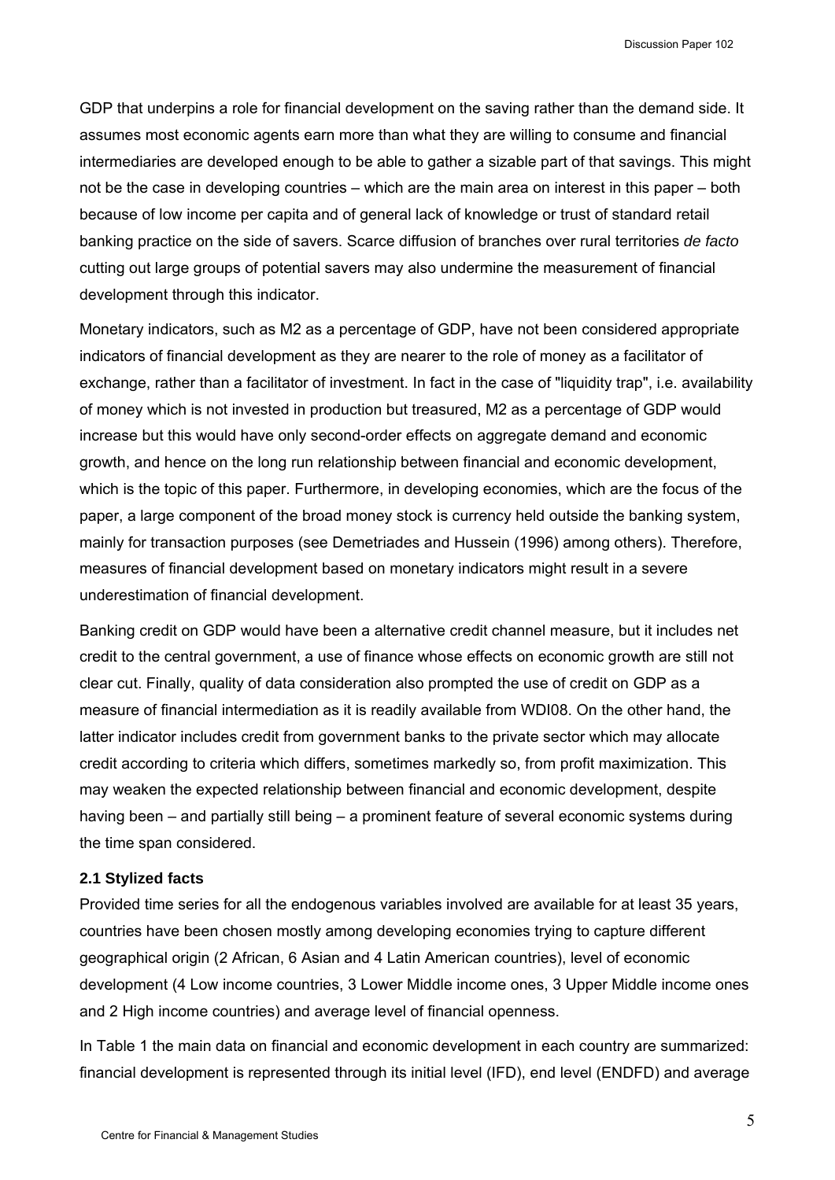GDP that underpins a role for financial development on the saving rather than the demand side. It assumes most economic agents earn more than what they are willing to consume and financial intermediaries are developed enough to be able to gather a sizable part of that savings. This might not be the case in developing countries – which are the main area on interest in this paper – both because of low income per capita and of general lack of knowledge or trust of standard retail banking practice on the side of savers. Scarce diffusion of branches over rural territories *de facto* cutting out large groups of potential savers may also undermine the measurement of financial development through this indicator.

Monetary indicators, such as M2 as a percentage of GDP, have not been considered appropriate indicators of financial development as they are nearer to the role of money as a facilitator of exchange, rather than a facilitator of investment. In fact in the case of "liquidity trap", i.e. availability of money which is not invested in production but treasured, M2 as a percentage of GDP would increase but this would have only second-order effects on aggregate demand and economic growth, and hence on the long run relationship between financial and economic development, which is the topic of this paper. Furthermore, in developing economies, which are the focus of the paper, a large component of the broad money stock is currency held outside the banking system, mainly for transaction purposes (see Demetriades and Hussein (1996) among others). Therefore, measures of financial development based on monetary indicators might result in a severe underestimation of financial development.

Banking credit on GDP would have been a alternative credit channel measure, but it includes net credit to the central government, a use of finance whose effects on economic growth are still not clear cut. Finally, quality of data consideration also prompted the use of credit on GDP as a measure of financial intermediation as it is readily available from WDI08. On the other hand, the latter indicator includes credit from government banks to the private sector which may allocate credit according to criteria which differs, sometimes markedly so, from profit maximization. This may weaken the expected relationship between financial and economic development, despite having been – and partially still being – a prominent feature of several economic systems during the time span considered.

### 2.1 Stylized facts

Provided time series for all the endogenous variables involved are available for at least 35 years, countries have been chosen mostly among developing economies trying to capture different geographical origin (2 African, 6 Asian and 4 Latin American countries), level of economic development (4 Low income countries, 3 Lower Middle income ones, 3 Upper Middle income ones and 2 High income countries) and average level of financial openness.

In Table 1 the main data on financial and economic development in each country are summarized: financial development is represented through its initial level (IFD), end level (ENDFD) and average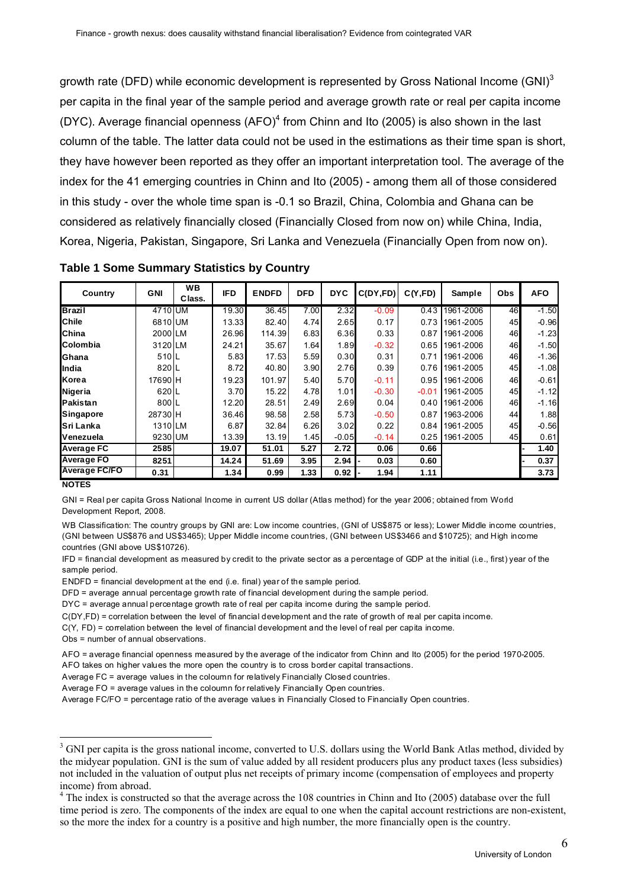growth rate (DFD) while economic development is represented by Gross National Income (GNI)[3] per capita in the final year of the sample period and average growth rate or real per capita income (DYC). Average financial openness (AFO)[4] from Chinn and Ito (2005) is also shown in the last column of the table. The latter data could not be used in the estimations as their time span is short, they have however been reported as they offer an important interpretation tool. The average of the index for the 41 emerging countries in Chinn and Ito (2005) - among them all of those considered in this study - over the whole time span is -0.1 so Brazil, China, Colombia and Ghana can be considered as relatively financially closed (Financially Closed from now on) while China, India, Korea, Nigeria, Pakistan, Singapore, Sri Lanka and Venezuela (Financially Open from now on).

**Table 1 Some Summary Statistics by Country**

| Country | GNI | WB Class. | IFD | ENDFD | DFD | DYC | C(DY,FD) | C(Y,FD) | Sample | Obs | AFO |
|---|---|---|---|---|---|---|---|---|---|---|---|
| **Brazil** | 4710 | UM | 19.30 | 36.45 | 7.00 | 2.32 | -0.09 | 0.43 | 1961-2006 | 46 | -1.50 |
| **Chile** | 6810 | UM | 13.33 | 82.40 | 4.74 | 2.65 | 0.17 | 0.73 | 1961-2005 | 45 | -0.96 |
| **China** | 2000 | LM | 26.96 | 114.39 | 6.83 | 6.36 | 0.33 | 0.87 | 1961-2006 | 46 | -1.23 |
| **Colombia** | 3120 | LM | 24.21 | 35.67 | 1.64 | 1.89 | -0.32 | 0.65 | 1961-2006 | 46 | -1.50 |
| **Ghana** | 510 | L | 5.83 | 17.53 | 5.59 | 0.30 | 0.31 | 0.71 | 1961-2006 | 46 | -1.36 |
| **India** | 820 | L | 8.72 | 40.80 | 3.90 | 2.76 | 0.39 | 0.76 | 1961-2005 | 45 | -1.08 |
| **Korea** | 17690 | H | 19.23 | 101.97 | 5.40 | 5.70 | -0.11 | 0.95 | 1961-2006 | 46 | -0.61 |
| **Nigeria** | 620 | L | 3.70 | 15.22 | 4.78 | 1.01 | -0.30 | -0.01 | 1961-2005 | 45 | -1.12 |
| **Pakistan** | 800 | L | 12.20 | 28.51 | 2.49 | 2.69 | 0.04 | 0.40 | 1961-2006 | 46 | -1.16 |
| **Singapore** | 28730 | H | 36.46 | 98.58 | 2.58 | 5.73 | -0.50 | 0.87 | 1963-2006 | 44 | 1.88 |
| **Sri Lanka** | 1310 | LM | 6.87 | 32.84 | 6.26 | 3.02 | 0.22 | 0.84 | 1961-2005 | 45 | -0.56 |
| **Venezuela** | 9230 | UM | 13.39 | 13.19 | 1.45 | -0.05 | -0.14 | 0.25 | 1961-2005 | 45 | 0.61 |
| **Average FC** | **2585** | | **19.07** | **51.01** | **5.27** | **2.72** | **0.06** | **0.66** | | | **- 1.40** |
| **Average FO** | **8251** | | **14.24** | **51.69** | **3.95** | **2.94** | **- 0.03** | **0.60** | | | **- 0.37** |
| **Average FC/FO** | **0.31** | | **1.34** | **0.99** | **1.33** | **0.92** | **- 1.94** | **1.11** | | | **3.73** |

**NOTES**

GNI = Real per capita Gross National Income in current US dollar (Atlas method) for the year 2006; obtained from World Development Report, 2008.

WB Classification: The country groups by GNI are: Low income countries, (GNI of US$875 or less); Lower Middle income countries, (GNI between US$876 and US$3465); Upper Middle income countries, (GNI between US$3466 and $10725); and High income countries (GNI above US$10726).

IFD = financial development as measured by credit to the private sector as a percentage of GDP at the initial (i.e., first) year of the sample period.

ENDFD = financial development at the end (i.e. final) year of the sample period.

DFD = average annual percentage growth rate of financial development during the sample period.

DYC = average annual percentage growth rate of real per capita income during the sample period.

C(DY,FD) = correlation between the level of financial development and the rate of growth of real per capita income.

C(Y, FD) = correlation between the level of financial development and the level of real per capita income.

Obs = number of annual observations.

AFO = average financial openness measured by the average of the indicator from Chinn and Ito (2005) for the period 1970-2005. AFO takes on higher values the more open the country is to cross border capital transactions.

Average FC = average values in the coloumn for relatively Financially Closed countries.

Average FO = average values in the coloumn for relatively Financially Open countries.

Average FC/FO = percentage ratio of the average values in Financially Closed to Financially Open countries.

---

[3] GNI per capita is the gross national income, converted to U.S. dollars using the World Bank Atlas method, divided by the midyear population. GNI is the sum of value added by all resident producers plus any product taxes (less subsidies) not included in the valuation of output plus net receipts of primary income (compensation of employees and property income) from abroad.

[4] The index is constructed so that the average across the 108 countries in Chinn and Ito (2005) database over the full time period is zero. The components of the index are equal to one when the capital account restrictions are non-existent, so the more the index for a country is a positive and high number, the more financially open is the country.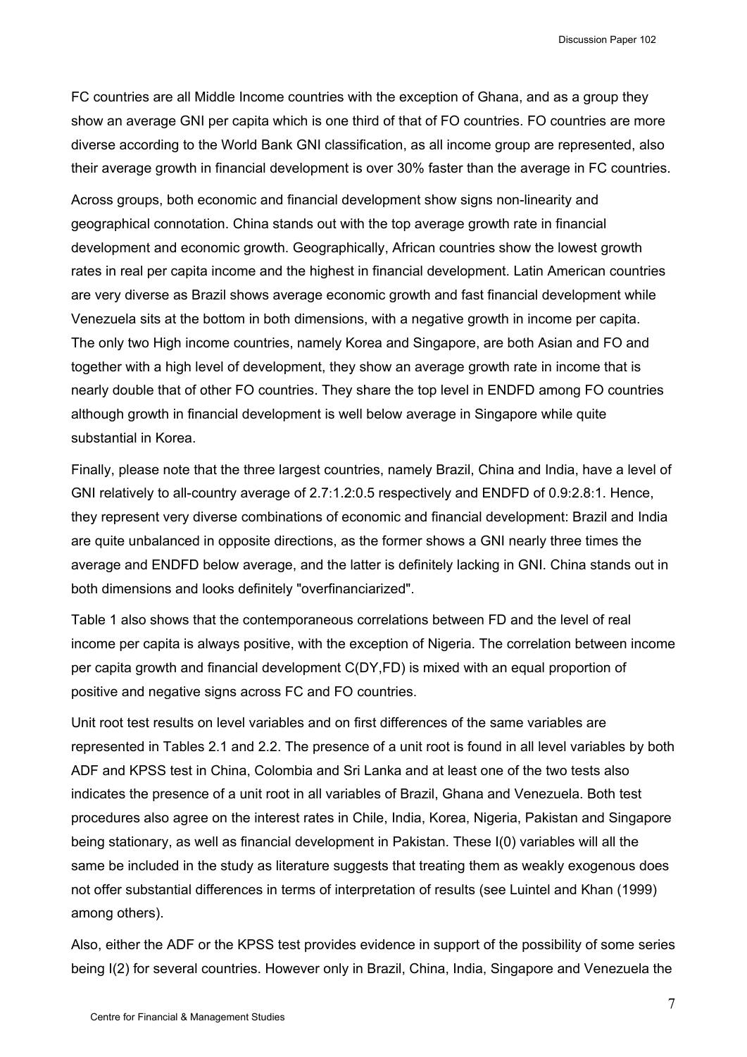FC countries are all Middle Income countries with the exception of Ghana, and as a group they show an average GNI per capita which is one third of that of FO countries. FO countries are more diverse according to the World Bank GNI classification, as all income group are represented, also their average growth in financial development is over 30% faster than the average in FC countries.

Across groups, both economic and financial development show signs non-linearity and geographical connotation. China stands out with the top average growth rate in financial development and economic growth. Geographically, African countries show the lowest growth rates in real per capita income and the highest in financial development. Latin American countries are very diverse as Brazil shows average economic growth and fast financial development while Venezuela sits at the bottom in both dimensions, with a negative growth in income per capita. The only two High income countries, namely Korea and Singapore, are both Asian and FO and together with a high level of development, they show an average growth rate in income that is nearly double that of other FO countries. They share the top level in ENDFD among FO countries although growth in financial development is well below average in Singapore while quite substantial in Korea.

Finally, please note that the three largest countries, namely Brazil, China and India, have a level of GNI relatively to all-country average of 2.7:1.2:0.5 respectively and ENDFD of 0.9:2.8:1. Hence, they represent very diverse combinations of economic and financial development: Brazil and India are quite unbalanced in opposite directions, as the former shows a GNI nearly three times the average and ENDFD below average, and the latter is definitely lacking in GNI. China stands out in both dimensions and looks definitely "overfinanciarized".

Table 1 also shows that the contemporaneous correlations between FD and the level of real income per capita is always positive, with the exception of Nigeria. The correlation between income per capita growth and financial development C(DY,FD) is mixed with an equal proportion of positive and negative signs across FC and FO countries.

Unit root test results on level variables and on first differences of the same variables are represented in Tables 2.1 and 2.2. The presence of a unit root is found in all level variables by both ADF and KPSS test in China, Colombia and Sri Lanka and at least one of the two tests also indicates the presence of a unit root in all variables of Brazil, Ghana and Venezuela. Both test procedures also agree on the interest rates in Chile, India, Korea, Nigeria, Pakistan and Singapore being stationary, as well as financial development in Pakistan. These I(0) variables will all the same be included in the study as literature suggests that treating them as weakly exogenous does not offer substantial differences in terms of interpretation of results (see Luintel and Khan (1999) among others).

Also, either the ADF or the KPSS test provides evidence in support of the possibility of some series being I(2) for several countries. However only in Brazil, China, India, Singapore and Venezuela the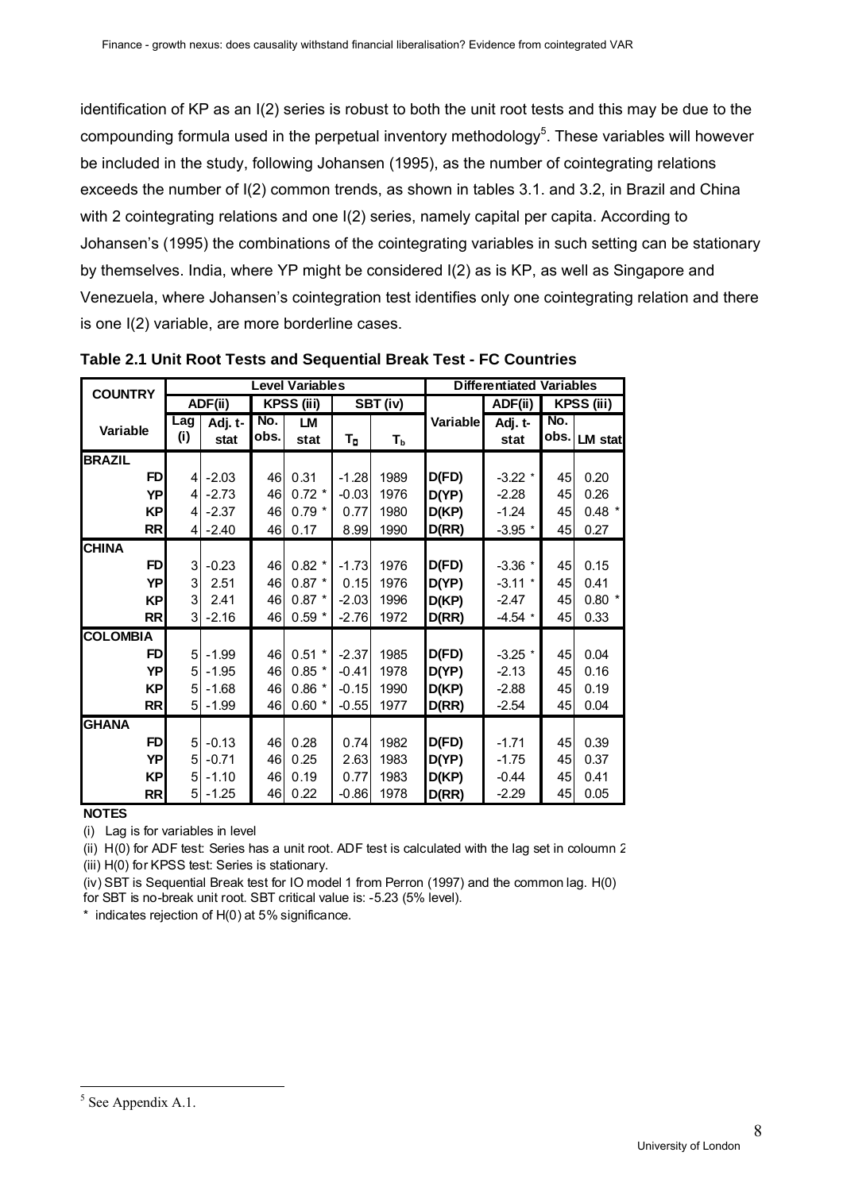identification of KP as an I(2) series is robust to both the unit root tests and this may be due to the compounding formula used in the perpetual inventory methodology[5]. These variables will however be included in the study, following Johansen (1995), as the number of cointegrating relations exceeds the number of I(2) common trends, as shown in tables 3.1. and 3.2, in Brazil and China with 2 cointegrating relations and one I(2) series, namely capital per capita. According to Johansen's (1995) the combinations of the cointegrating variables in such setting can be stationary by themselves. India, where YP might be considered I(2) as is KP, as well as Singapore and Venezuela, where Johansen's cointegration test identifies only one cointegrating relation and there is one I(2) variable, are more borderline cases.

**Table 2.1 Unit Root Tests and Sequential Break Test - FC Countries**

| COUNTRY | Level Variables | | | | | | Differentiated Variables | | | |
|---|---|---|---|---|---|---|---|---|---|---|
| | ADF(ii) | | KPSS (iii) | | SBT (iv) | | | ADF(ii) | KPSS (iii) | |
| Variable | Lag (i) | Adj. t-stat | No. obs. | LM stat | $T_\alpha$ | $T_b$ | Variable | Adj. t-stat | No. obs. | LM stat |
| **BRAZIL** | | | | | | | | | | |
| FD | 4 | -2.03 | 46 | 0.31 | -1.28 | 1989 | D(FD) | -3.22 * | 45 | 0.20 |
| YP | 4 | -2.73 | 46 | 0.72 * | -0.03 | 1976 | D(YP) | -2.28 | 45 | 0.26 |
| KP | 4 | -2.37 | 46 | 0.79 * | 0.77 | 1980 | D(KP) | -1.24 | 45 | 0.48 * |
| RR | 4 | -2.40 | 46 | 0.17 | 8.99 | 1990 | D(RR) | -3.95 * | 45 | 0.27 |
| **CHINA** | | | | | | | | | | |
| FD | 3 | -0.23 | 46 | 0.82 * | -1.73 | 1976 | D(FD) | -3.36 * | 45 | 0.15 |
| YP | 3 | 2.51 | 46 | 0.87 * | 0.15 | 1976 | D(YP) | -3.11 * | 45 | 0.41 |
| KP | 3 | 2.41 | 46 | 0.87 * | -2.03 | 1996 | D(KP) | -2.47 | 45 | 0.80 * |
| RR | 3 | -2.16 | 46 | 0.59 * | -2.76 | 1972 | D(RR) | -4.54 * | 45 | 0.33 |
| **COLOMBIA** | | | | | | | | | | |
| FD | 5 | -1.99 | 46 | 0.51 * | -2.37 | 1985 | D(FD) | -3.25 * | 45 | 0.04 |
| YP | 5 | -1.95 | 46 | 0.85 * | -0.41 | 1978 | D(YP) | -2.13 | 45 | 0.16 |
| KP | 5 | -1.68 | 46 | 0.86 * | -0.15 | 1990 | D(KP) | -2.88 | 45 | 0.19 |
| RR | 5 | -1.99 | 46 | 0.60 * | -0.55 | 1977 | D(RR) | -2.54 | 45 | 0.04 |
| **GHANA** | | | | | | | | | | |
| FD | 5 | -0.13 | 46 | 0.28 | 0.74 | 1982 | D(FD) | -1.71 | 45 | 0.39 |
| YP | 5 | -0.71 | 46 | 0.25 | 2.63 | 1983 | D(YP) | -1.75 | 45 | 0.37 |
| KP | 5 | -1.10 | 46 | 0.19 | 0.77 | 1983 | D(KP) | -0.44 | 45 | 0.41 |
| RR | 5 | -1.25 | 46 | 0.22 | -0.86 | 1978 | D(RR) | -2.29 | 45 | 0.05 |

**NOTES**

(i) Lag is for variables in level

(ii) H(0) for ADF test: Series has a unit root. ADF test is calculated with the lag set in coloumn 2

(iii) H(0) for KPSS test: Series is stationary.

(iv) SBT is Sequential Break test for IO model 1 from Perron (1997) and the common lag. H(0) for SBT is no-break unit root. SBT critical value is: -5.23 (5% level).

\* indicates rejection of H(0) at 5% significance.

[5] See Appendix A.1.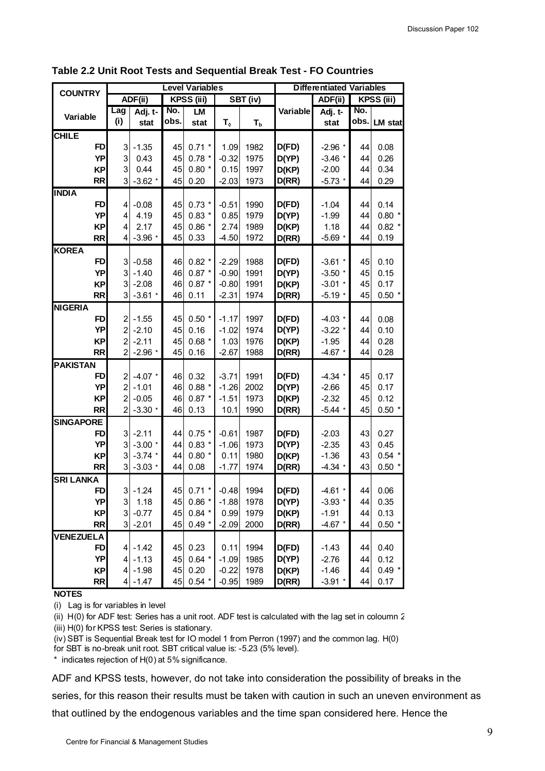**Table 2.2 Unit Root Tests and Sequential Break Test - FO Countries**

| COUNTRY | Level Variables | | | | | | | Differentiated Variables | | | |
|---|---|---|---|---|---|---|---|---|---|---|---|
| | ADF(ii) | | KPSS (iii) | | SBT (iv) | | | ADF(ii) | KPSS (iii) | |
| Variable | Lag (i) | Adj. t-stat | No. obs. | LM stat | $T_\delta$ | $T_b$ | Variable | Adj. t-stat | No. obs. | LM stat |
| **CHILE** | | | | | | | | | | |
| FD | 3 | -1.35 | 45 | 0.71 * | 1.09 | 1982 | D(FD) | -2.96 * | 44 | 0.08 |
| YP | 3 | 0.43 | 45 | 0.78 * | -0.32 | 1975 | D(YP) | -3.46 * | 44 | 0.26 |
| KP | 3 | 0.44 | 45 | 0.80 * | 0.15 | 1997 | D(KP) | -2.00 | 44 | 0.34 |
| RR | 3 | -3.62 * | 45 | 0.20 | -2.03 | 1973 | D(RR) | -5.73 * | 44 | 0.29 |
| **INDIA** | | | | | | | | | | |
| FD | 4 | -0.08 | 45 | 0.73 * | -0.51 | 1990 | D(FD) | -1.04 | 44 | 0.14 |
| YP | 4 | 4.19 | 45 | 0.83 * | 0.85 | 1979 | D(YP) | -1.99 | 44 | 0.80 * |
| KP | 4 | 2.17 | 45 | 0.86 * | 2.74 | 1989 | D(KP) | 1.18 | 44 | 0.82 * |
| RR | 4 | -3.96 * | 45 | 0.33 | -4.50 | 1972 | D(RR) | -5.69 * | 44 | 0.19 |
| **KOREA** | | | | | | | | | | |
| FD | 3 | -0.58 | 46 | 0.82 * | -2.29 | 1988 | D(FD) | -3.61 * | 45 | 0.10 |
| YP | 3 | -1.40 | 46 | 0.87 * | -0.90 | 1991 | D(YP) | -3.50 * | 45 | 0.15 |
| KP | 3 | -2.08 | 46 | 0.87 * | -0.80 | 1991 | D(KP) | -3.01 * | 45 | 0.17 |
| RR | 3 | -3.61 * | 46 | 0.11 | -2.31 | 1974 | D(RR) | -5.19 * | 45 | 0.50 * |
| **NIGERIA** | | | | | | | | | | |
| FD | 2 | -1.55 | 45 | 0.50 * | -1.17 | 1997 | D(FD) | -4.03 * | 44 | 0.08 |
| YP | 2 | -2.10 | 45 | 0.16 | -1.02 | 1974 | D(YP) | -3.22 * | 44 | 0.10 |
| KP | 2 | -2.11 | 45 | 0.68 * | 1.03 | 1976 | D(KP) | -1.95 | 44 | 0.28 |
| RR | 2 | -2.96 * | 45 | 0.16 | -2.67 | 1988 | D(RR) | -4.67 * | 44 | 0.28 |
| **PAKISTAN** | | | | | | | | | | |
| FD | 2 | -4.07 * | 46 | 0.32 | -3.71 | 1991 | D(FD) | -4.34 * | 45 | 0.17 |
| YP | 2 | -1.01 | 46 | 0.88 * | -1.26 | 2002 | D(YP) | -2.66 | 45 | 0.17 |
| KP | 2 | -0.05 | 46 | 0.87 * | -1.51 | 1973 | D(KP) | -2.32 | 45 | 0.12 |
| RR | 2 | -3.30 * | 46 | 0.13 | 10.1 | 1990 | D(RR) | -5.44 * | 45 | 0.50 * |
| **SINGAPORE** | | | | | | | | | | |
| FD | 3 | -2.11 | 44 | 0.75 * | -0.61 | 1987 | D(FD) | -2.03 | 43 | 0.27 |
| YP | 3 | -3.00 * | 44 | 0.83 * | -1.06 | 1973 | D(YP) | -2.35 | 43 | 0.45 |
| KP | 3 | -3.74 * | 44 | 0.80 * | 0.11 | 1980 | D(KP) | -1.36 | 43 | 0.54 * |
| RR | 3 | -3.03 * | 44 | 0.08 | -1.77 | 1974 | D(RR) | -4.34 * | 43 | 0.50 * |
| **SRI LANKA** | | | | | | | | | | |
| FD | 3 | -1.24 | 45 | 0.71 * | -0.48 | 1994 | D(FD) | -4.61 * | 44 | 0.06 |
| YP | 3 | 1.18 | 45 | 0.86 * | -1.88 | 1978 | D(YP) | -3.93 * | 44 | 0.35 |
| KP | 3 | -0.77 | 45 | 0.84 * | 0.99 | 1979 | D(KP) | -1.91 | 44 | 0.13 |
| RR | 3 | -2.01 | 45 | 0.49 * | -2.09 | 2000 | D(RR) | -4.67 * | 44 | 0.50 * |
| **VENEZUELA** | | | | | | | | | | |
| FD | 4 | -1.42 | 45 | 0.23 | 0.11 | 1994 | D(FD) | -1.43 | 44 | 0.40 |
| YP | 4 | -1.13 | 45 | 0.64 * | -1.09 | 1985 | D(YP) | -2.76 | 44 | 0.12 |
| KP | 4 | -1.98 | 45 | 0.20 | -0.22 | 1978 | D(KP) | -1.46 | 44 | 0.49 * |
| RR | 4 | -1.47 | 45 | 0.54 * | -0.95 | 1989 | D(RR) | -3.91 * | 44 | 0.17 |

**NOTES**

(i) Lag is for variables in level

(ii) H(0) for ADF test: Series has a unit root. ADF test is calculated with the lag set in coloumn 2

(iii) H(0) for KPSS test: Series is stationary.

(iv) SBT is Sequential Break test for IO model 1 from Perron (1997) and the common lag. H(0) for SBT is no-break unit root. SBT critical value is: -5.23 (5% level).

\* indicates rejection of H(0) at 5% significance.

ADF and KPSS tests, however, do not take into consideration the possibility of breaks in the series, for this reason their results must be taken with caution in such an uneven environment as that outlined by the endogenous variables and the time span considered here. Hence the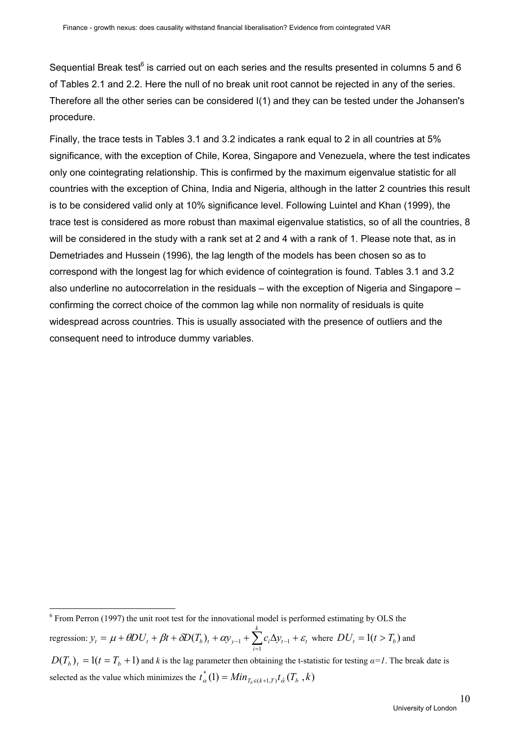Sequential Break test[6] is carried out on each series and the results presented in columns 5 and 6 of Tables 2.1 and 2.2. Here the null of no break unit root cannot be rejected in any of the series. Therefore all the other series can be considered I(1) and they can be tested under the Johansen's procedure.

Finally, the trace tests in Tables 3.1 and 3.2 indicates a rank equal to 2 in all countries at 5% significance, with the exception of Chile, Korea, Singapore and Venezuela, where the test indicates only one cointegrating relationship. This is confirmed by the maximum eigenvalue statistic for all countries with the exception of China, India and Nigeria, although in the latter 2 countries this result is to be considered valid only at 10% significance level. Following Luintel and Khan (1999), the trace test is considered as more robust than maximal eigenvalue statistics, so of all the countries, 8 will be considered in the study with a rank set at 2 and 4 with a rank of 1. Please note that, as in Demetriades and Hussein (1996), the lag length of the models has been chosen so as to correspond with the longest lag for which evidence of cointegration is found. Tables 3.1 and 3.2 also underline no autocorrelation in the residuals – with the exception of Nigeria and Singapore – confirming the correct choice of the common lag while non normality of residuals is quite widespread across countries. This is usually associated with the presence of outliers and the consequent need to introduce dummy variables.

---

[6] From Perron (1997) the unit root test for the innovational model is performed estimating by OLS the regression: $y_t = \mu + \theta DU_t + \beta t + \delta D(T_b)_t + \alpha y_{y-1} + \sum_{i=1}^{k} c_i \Delta y_{t-1} + \varepsilon_t$ where $DU_t = 1(t > T_b)$ and $D(T_b)_t = 1(t = T_b + 1)$ and *k* is the lag parameter then obtaining the t-statistic for testing *α=1*. The break date is selected as the value which minimizes the $t^*_{\alpha}(1) = Min_{T_b \in (k+1,T)} t_{\hat{\alpha}}(T_b\ , k)$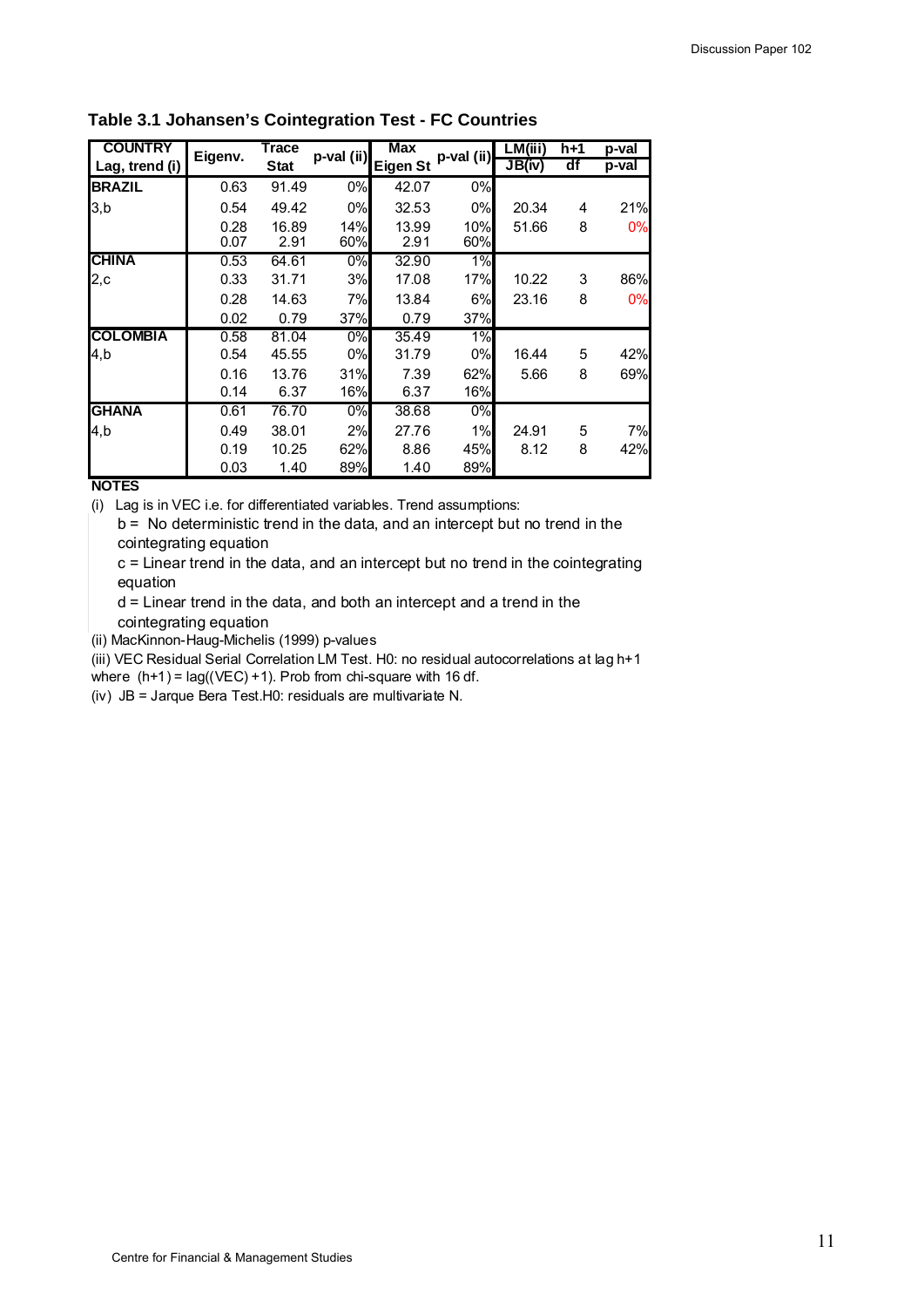**Table 3.1 Johansen's Cointegration Test - FC Countries**

| COUNTRY<br>Lag, trend (i) | Eigenv. | Trace Stat | p-val (ii) | Max Eigen St | p-val (ii) | LM(iii)<br>JB(iv) | h+1<br>df | p-val<br>p-val |
|---|---|---|---|---|---|---|---|---|
| **BRAZIL** | 0.63 | 91.49 | 0% | 42.07 | 0% | | | |
| 3,b | 0.54 | 49.42 | 0% | 32.53 | 0% | 20.34 | 4 | 21% |
| | 0.28 | 16.89 | 14% | 13.99 | 10% | 51.66 | 8 | 0% |
| | 0.07 | 2.91 | 60% | 2.91 | 60% | | | |
| **CHINA** | 0.53 | 64.61 | 0% | 32.90 | 1% | | | |
| 2,c | 0.33 | 31.71 | 3% | 17.08 | 17% | 10.22 | 3 | 86% |
| | 0.28 | 14.63 | 7% | 13.84 | 6% | 23.16 | 8 | 0% |
| | 0.02 | 0.79 | 37% | 0.79 | 37% | | | |
| **COLOMBIA** | 0.58 | 81.04 | 0% | 35.49 | 1% | | | |
| 4,b | 0.54 | 45.55 | 0% | 31.79 | 0% | 16.44 | 5 | 42% |
| | 0.16 | 13.76 | 31% | 7.39 | 62% | 5.66 | 8 | 69% |
| | 0.14 | 6.37 | 16% | 6.37 | 16% | | | |
| **GHANA** | 0.61 | 76.70 | 0% | 38.68 | 0% | | | |
| 4,b | 0.49 | 38.01 | 2% | 27.76 | 1% | 24.91 | 5 | 7% |
| | 0.19 | 10.25 | 62% | 8.86 | 45% | 8.12 | 8 | 42% |
| | 0.03 | 1.40 | 89% | 1.40 | 89% | | | |

**NOTES**

(i) Lag is in VEC i.e. for differentiated variables. Trend assumptions:

b = No deterministic trend in the data, and an intercept but no trend in the cointegrating equation

c = Linear trend in the data, and an intercept but no trend in the cointegrating equation

d = Linear trend in the data, and both an intercept and a trend in the cointegrating equation

(ii) MacKinnon-Haug-Michelis (1999) p-values

(iii) VEC Residual Serial Correlation LM Test. H0: no residual autocorrelations at lag h+1 where (h+1) = lag((VEC) +1). Prob from chi-square with 16 df.

(iv) JB = Jarque Bera Test.H0: residuals are multivariate N.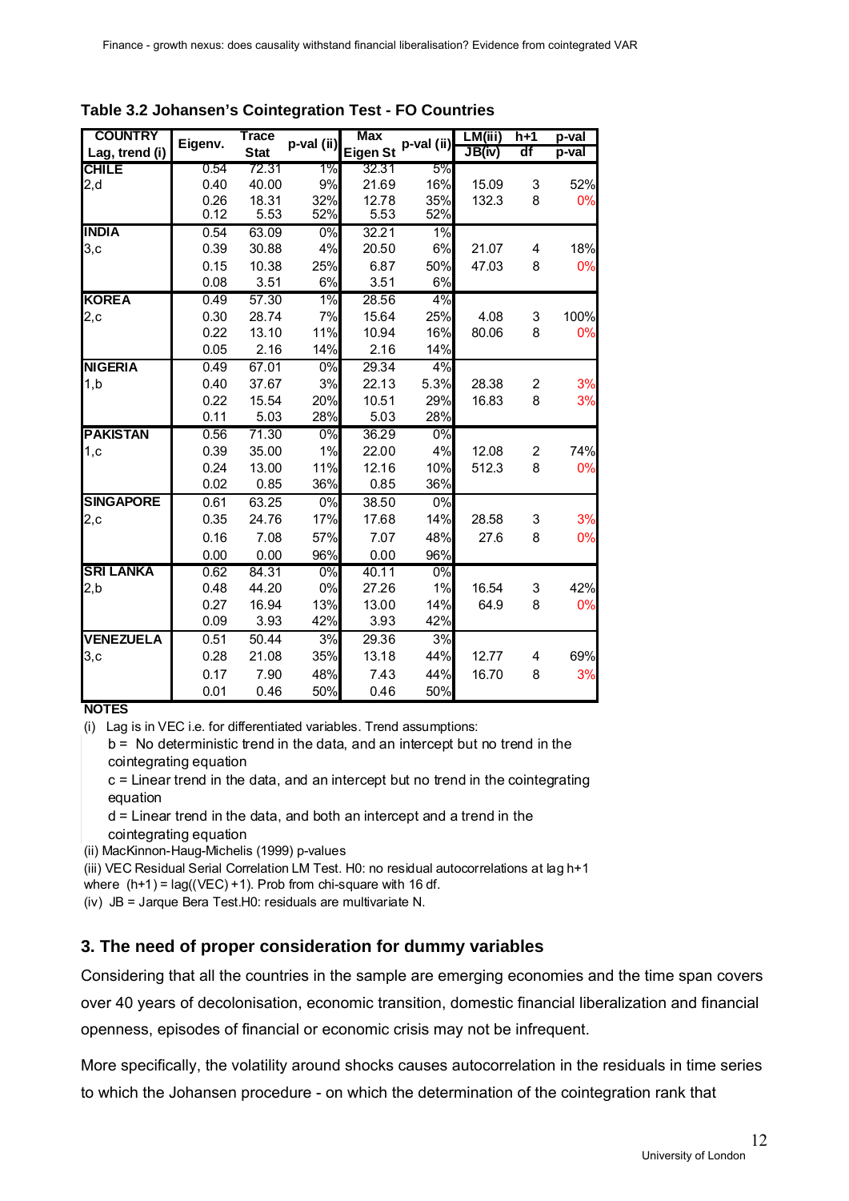**Table 3.2 Johansen's Cointegration Test - FO Countries**

| COUNTRY Lag, trend (i) | Eigenv. | Trace Stat | p-val (ii) | Max Eigen St | p-val (ii) | LM(iii) JB(iv) | h+1 df | p-val p-val |
|---|---|---|---|---|---|---|---|---|
| **CHILE** | 0.54 | 72.31 | 1% | 32.31 | 5% | | | |
| 2,d | 0.40 | 40.00 | 9% | 21.69 | 16% | 15.09 | 3 | 52% |
| | 0.26 | 18.31 | 32% | 12.78 | 35% | 132.3 | 8 | 0% |
| | 0.12 | 5.53 | 52% | 5.53 | 52% | | | |
| **INDIA** | 0.54 | 63.09 | 0% | 32.21 | 1% | | | |
| 3,c | 0.39 | 30.88 | 4% | 20.50 | 6% | 21.07 | 4 | 18% |
| | 0.15 | 10.38 | 25% | 6.87 | 50% | 47.03 | 8 | 0% |
| | 0.08 | 3.51 | 6% | 3.51 | 6% | | | |
| **KOREA** | 0.49 | 57.30 | 1% | 28.56 | 4% | | | |
| 2,c | 0.30 | 28.74 | 7% | 15.64 | 25% | 4.08 | 3 | 100% |
| | 0.22 | 13.10 | 11% | 10.94 | 16% | 80.06 | 8 | 0% |
| | 0.05 | 2.16 | 14% | 2.16 | 14% | | | |
| **NIGERIA** | 0.49 | 67.01 | 0% | 29.34 | 4% | | | |
| 1,b | 0.40 | 37.67 | 3% | 22.13 | 5.3% | 28.38 | 2 | 3% |
| | 0.22 | 15.54 | 20% | 10.51 | 29% | 16.83 | 8 | 3% |
| | 0.11 | 5.03 | 28% | 5.03 | 28% | | | |
| **PAKISTAN** | 0.56 | 71.30 | 0% | 36.29 | 0% | | | |
| 1,c | 0.39 | 35.00 | 1% | 22.00 | 4% | 12.08 | 2 | 74% |
| | 0.24 | 13.00 | 11% | 12.16 | 10% | 512.3 | 8 | 0% |
| | 0.02 | 0.85 | 36% | 0.85 | 36% | | | |
| **SINGAPORE** | 0.61 | 63.25 | 0% | 38.50 | 0% | | | |
| 2,c | 0.35 | 24.76 | 17% | 17.68 | 14% | 28.58 | 3 | 3% |
| | 0.16 | 7.08 | 57% | 7.07 | 48% | 27.6 | 8 | 0% |
| | 0.00 | 0.00 | 96% | 0.00 | 96% | | | |
| **SRI LANKA** | 0.62 | 84.31 | 0% | 40.11 | 0% | | | |
| 2,b | 0.48 | 44.20 | 0% | 27.26 | 1% | 16.54 | 3 | 42% |
| | 0.27 | 16.94 | 13% | 13.00 | 14% | 64.9 | 8 | 0% |
| | 0.09 | 3.93 | 42% | 3.93 | 42% | | | |
| **VENEZUELA** | 0.51 | 50.44 | 3% | 29.36 | 3% | | | |
| 3,c | 0.28 | 21.08 | 35% | 13.18 | 44% | 12.77 | 4 | 69% |
| | 0.17 | 7.90 | 48% | 7.43 | 44% | 16.70 | 8 | 3% |
| | 0.01 | 0.46 | 50% | 0.46 | 50% | | | |

**NOTES**

(i) Lag is in VEC i.e. for differentiated variables. Trend assumptions:
b = No deterministic trend in the data, and an intercept but no trend in the cointegrating equation
c = Linear trend in the data, and an intercept but no trend in the cointegrating equation
d = Linear trend in the data, and both an intercept and a trend in the cointegrating equation

(ii) MacKinnon-Haug-Michelis (1999) p-values

(iii) VEC Residual Serial Correlation LM Test. H0: no residual autocorrelations at lag h+1 where (h+1) = lag((VEC) +1). Prob from chi-square with 16 df.

(iv) JB = Jarque Bera Test.H0: residuals are multivariate N.

## 3. The need of proper consideration for dummy variables

Considering that all the countries in the sample are emerging economies and the time span covers over 40 years of decolonisation, economic transition, domestic financial liberalization and financial openness, episodes of financial or economic crisis may not be infrequent.

More specifically, the volatility around shocks causes autocorrelation in the residuals in time series to which the Johansen procedure - on which the determination of the cointegration rank that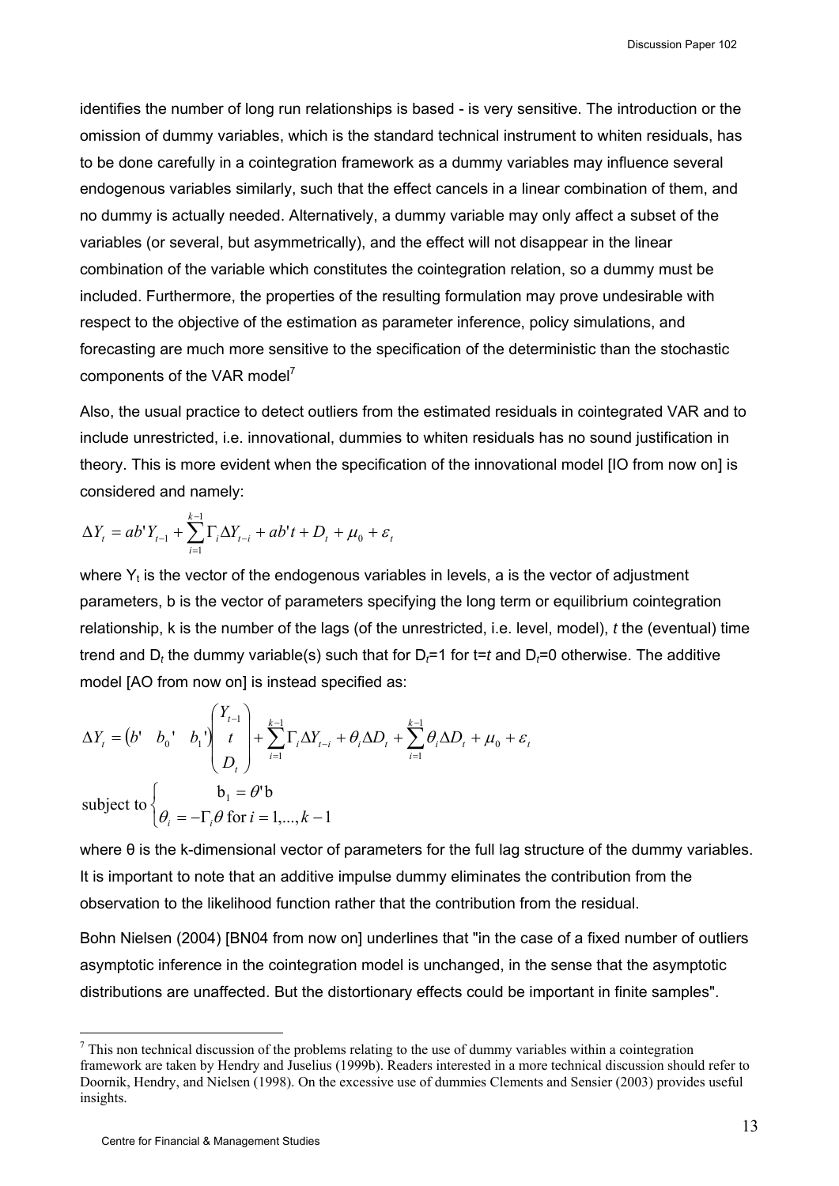identifies the number of long run relationships is based - is very sensitive. The introduction or the omission of dummy variables, which is the standard technical instrument to whiten residuals, has to be done carefully in a cointegration framework as a dummy variables may influence several endogenous variables similarly, such that the effect cancels in a linear combination of them, and no dummy is actually needed. Alternatively, a dummy variable may only affect a subset of the variables (or several, but asymmetrically), and the effect will not disappear in the linear combination of the variable which constitutes the cointegration relation, so a dummy must be included. Furthermore, the properties of the resulting formulation may prove undesirable with respect to the objective of the estimation as parameter inference, policy simulations, and forecasting are much more sensitive to the specification of the deterministic than the stochastic components of the VAR model[7]

Also, the usual practice to detect outliers from the estimated residuals in cointegrated VAR and to include unrestricted, i.e. innovational, dummies to whiten residuals has no sound justification in theory. This is more evident when the specification of the innovational model [IO from now on] is considered and namely:

$$\Delta Y_t = ab'Y_{t-1} + \sum_{i=1}^{k-1} \Gamma_i \Delta Y_{t-i} + ab't + D_t + \mu_0 + \varepsilon_t$$

where $Y_t$ is the vector of the endogenous variables in levels, a is the vector of adjustment parameters, b is the vector of parameters specifying the long term or equilibrium cointegration relationship, k is the number of the lags (of the unrestricted, i.e. level, model), *t* the (eventual) time trend and $D_t$ the dummy variable(s) such that for $D_t$=1 for t=*t* and $D_t$=0 otherwise. The additive model [AO from now on] is instead specified as:

$$\Delta Y_t = \begin{pmatrix} b' & b_0' & b_1' \end{pmatrix} \begin{pmatrix} Y_{t-1} \\ t \\ D_t \end{pmatrix} + \sum_{i=1}^{k-1} \Gamma_i \Delta Y_{t-i} + \theta_i \Delta D_t + \sum_{i=1}^{k-1} \theta_i \Delta D_t + \mu_0 + \varepsilon_t$$

$$\text{subject to} \begin{cases} \mathrm{b}_1 = \theta' \mathrm{b} \\ \theta_i = -\Gamma_i \theta \text{ for } i = 1,...,k-1 \end{cases}$$

where θ is the k-dimensional vector of parameters for the full lag structure of the dummy variables. It is important to note that an additive impulse dummy eliminates the contribution from the observation to the likelihood function rather that the contribution from the residual.

Bohn Nielsen (2004) [BN04 from now on] underlines that "in the case of a fixed number of outliers asymptotic inference in the cointegration model is unchanged, in the sense that the asymptotic distributions are unaffected. But the distortionary effects could be important in finite samples".

---

[7] This non technical discussion of the problems relating to the use of dummy variables within a cointegration framework are taken by Hendry and Juselius (1999b). Readers interested in a more technical discussion should refer to Doornik, Hendry, and Nielsen (1998). On the excessive use of dummies Clements and Sensier (2003) provides useful insights.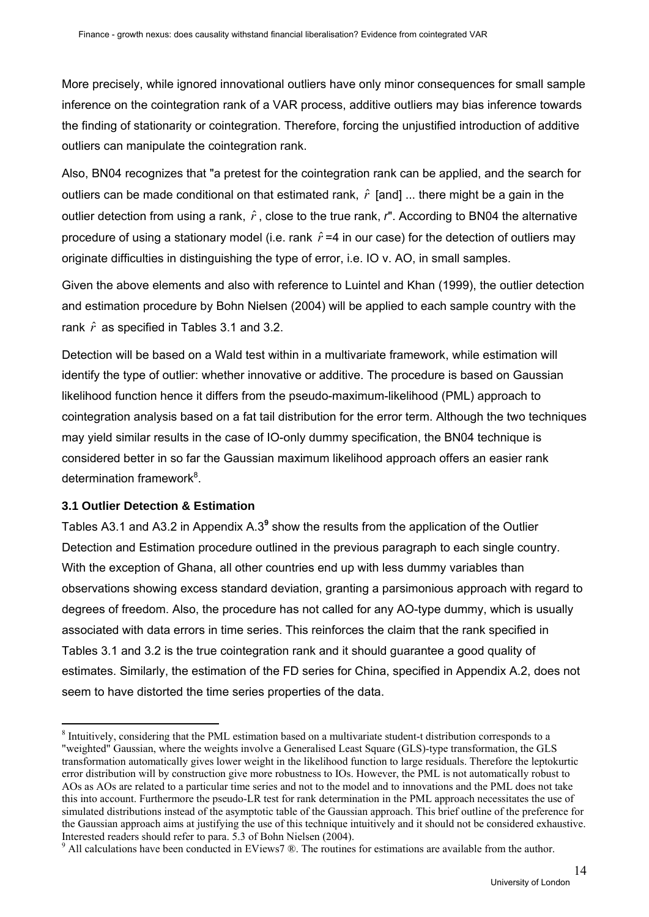More precisely, while ignored innovational outliers have only minor consequences for small sample inference on the cointegration rank of a VAR process, additive outliers may bias inference towards the finding of stationarity or cointegration. Therefore, forcing the unjustified introduction of additive outliers can manipulate the cointegration rank.

Also, BN04 recognizes that "a pretest for the cointegration rank can be applied, and the search for outliers can be made conditional on that estimated rank, $\hat{r}$ [and] ... there might be a gain in the outlier detection from using a rank, $\hat{r}$, close to the true rank, $r$". According to BN04 the alternative procedure of using a stationary model (i.e. rank $\hat{r}$=4 in our case) for the detection of outliers may originate difficulties in distinguishing the type of error, i.e. IO v. AO, in small samples.

Given the above elements and also with reference to Luintel and Khan (1999), the outlier detection and estimation procedure by Bohn Nielsen (2004) will be applied to each sample country with the rank $\hat{r}$ as specified in Tables 3.1 and 3.2.

Detection will be based on a Wald test within in a multivariate framework, while estimation will identify the type of outlier: whether innovative or additive. The procedure is based on Gaussian likelihood function hence it differs from the pseudo-maximum-likelihood (PML) approach to cointegration analysis based on a fat tail distribution for the error term. Although the two techniques may yield similar results in the case of IO-only dummy specification, the BN04 technique is considered better in so far the Gaussian maximum likelihood approach offers an easier rank determination framework[8].

### 3.1 Outlier Detection & Estimation

Tables A3.1 and A3.2 in Appendix A.3[9] show the results from the application of the Outlier Detection and Estimation procedure outlined in the previous paragraph to each single country. With the exception of Ghana, all other countries end up with less dummy variables than observations showing excess standard deviation, granting a parsimonious approach with regard to degrees of freedom. Also, the procedure has not called for any AO-type dummy, which is usually associated with data errors in time series. This reinforces the claim that the rank specified in Tables 3.1 and 3.2 is the true cointegration rank and it should guarantee a good quality of estimates. Similarly, the estimation of the FD series for China, specified in Appendix A.2, does not seem to have distorted the time series properties of the data.

---

[8] Intuitively, considering that the PML estimation based on a multivariate student-t distribution corresponds to a "weighted" Gaussian, where the weights involve a Generalised Least Square (GLS)-type transformation, the GLS transformation automatically gives lower weight in the likelihood function to large residuals. Therefore the leptokurtic error distribution will by construction give more robustness to IOs. However, the PML is not automatically robust to AOs as AOs are related to a particular time series and not to the model and to innovations and the PML does not take this into account. Furthermore the pseudo-LR test for rank determination in the PML approach necessitates the use of simulated distributions instead of the asymptotic table of the Gaussian approach. This brief outline of the preference for the Gaussian approach aims at justifying the use of this technique intuitively and it should not be considered exhaustive. Interested readers should refer to para. 5.3 of Bohn Nielsen (2004).

[9] All calculations have been conducted in EViews7 ®. The routines for estimations are available from the author.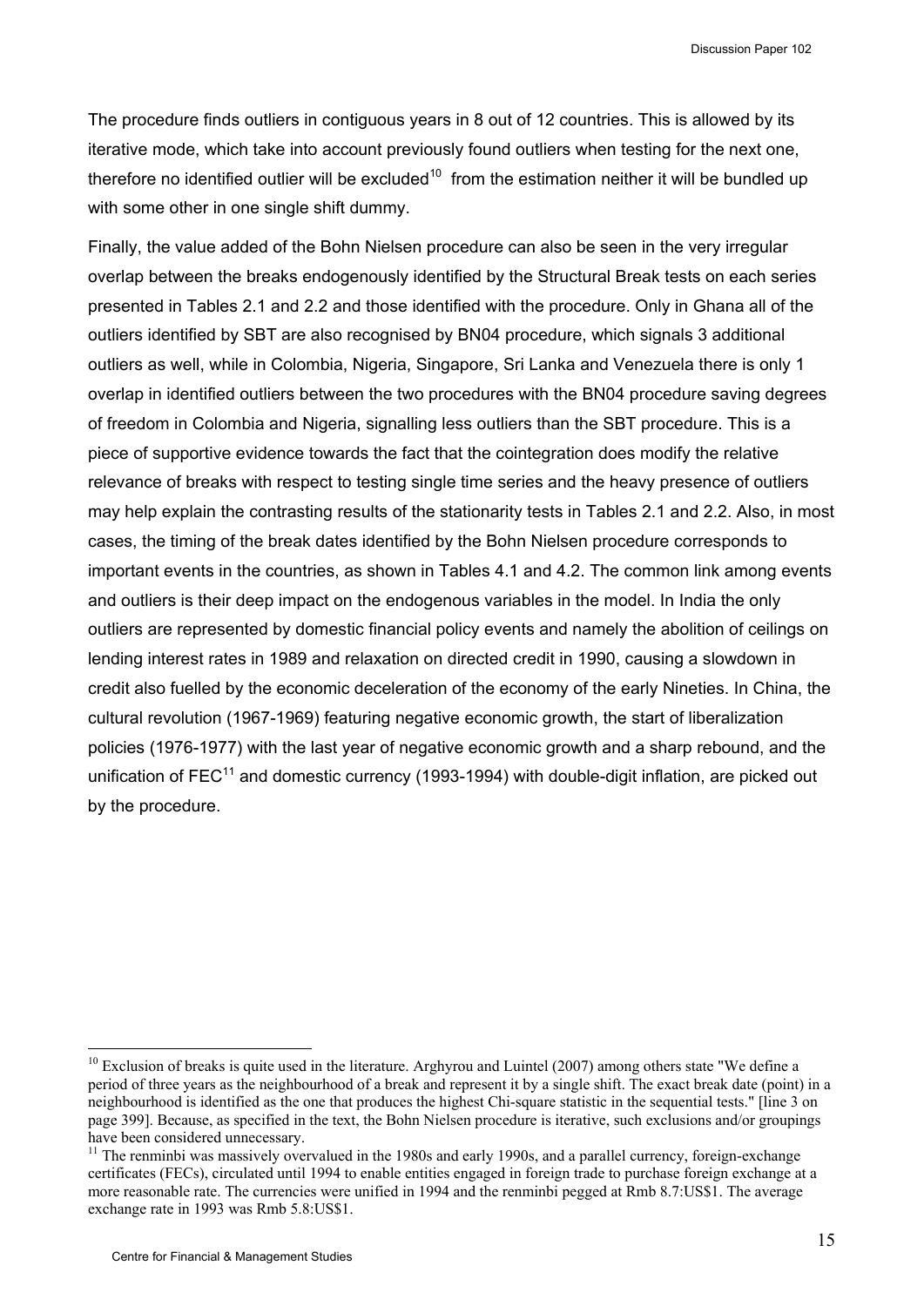The procedure finds outliers in contiguous years in 8 out of 12 countries. This is allowed by its iterative mode, which take into account previously found outliers when testing for the next one, therefore no identified outlier will be excluded[10] from the estimation neither it will be bundled up with some other in one single shift dummy.

Finally, the value added of the Bohn Nielsen procedure can also be seen in the very irregular overlap between the breaks endogenously identified by the Structural Break tests on each series presented in Tables 2.1 and 2.2 and those identified with the procedure. Only in Ghana all of the outliers identified by SBT are also recognised by BN04 procedure, which signals 3 additional outliers as well, while in Colombia, Nigeria, Singapore, Sri Lanka and Venezuela there is only 1 overlap in identified outliers between the two procedures with the BN04 procedure saving degrees of freedom in Colombia and Nigeria, signalling less outliers than the SBT procedure. This is a piece of supportive evidence towards the fact that the cointegration does modify the relative relevance of breaks with respect to testing single time series and the heavy presence of outliers may help explain the contrasting results of the stationarity tests in Tables 2.1 and 2.2. Also, in most cases, the timing of the break dates identified by the Bohn Nielsen procedure corresponds to important events in the countries, as shown in Tables 4.1 and 4.2. The common link among events and outliers is their deep impact on the endogenous variables in the model. In India the only outliers are represented by domestic financial policy events and namely the abolition of ceilings on lending interest rates in 1989 and relaxation on directed credit in 1990, causing a slowdown in credit also fuelled by the economic deceleration of the economy of the early Nineties. In China, the cultural revolution (1967-1969) featuring negative economic growth, the start of liberalization policies (1976-1977) with the last year of negative economic growth and a sharp rebound, and the unification of FEC[11] and domestic currency (1993-1994) with double-digit inflation, are picked out by the procedure.

---

[10] Exclusion of breaks is quite used in the literature. Arghyrou and Luintel (2007) among others state "We define a period of three years as the neighbourhood of a break and represent it by a single shift. The exact break date (point) in a neighbourhood is identified as the one that produces the highest Chi-square statistic in the sequential tests." [line 3 on page 399]. Because, as specified in the text, the Bohn Nielsen procedure is iterative, such exclusions and/or groupings have been considered unnecessary.

[11] The renminbi was massively overvalued in the 1980s and early 1990s, and a parallel currency, foreign-exchange certificates (FECs), circulated until 1994 to enable entities engaged in foreign trade to purchase foreign exchange at a more reasonable rate. The currencies were unified in 1994 and the renminbi pegged at Rmb 8.7:US$1. The average exchange rate in 1993 was Rmb 5.8:US$1.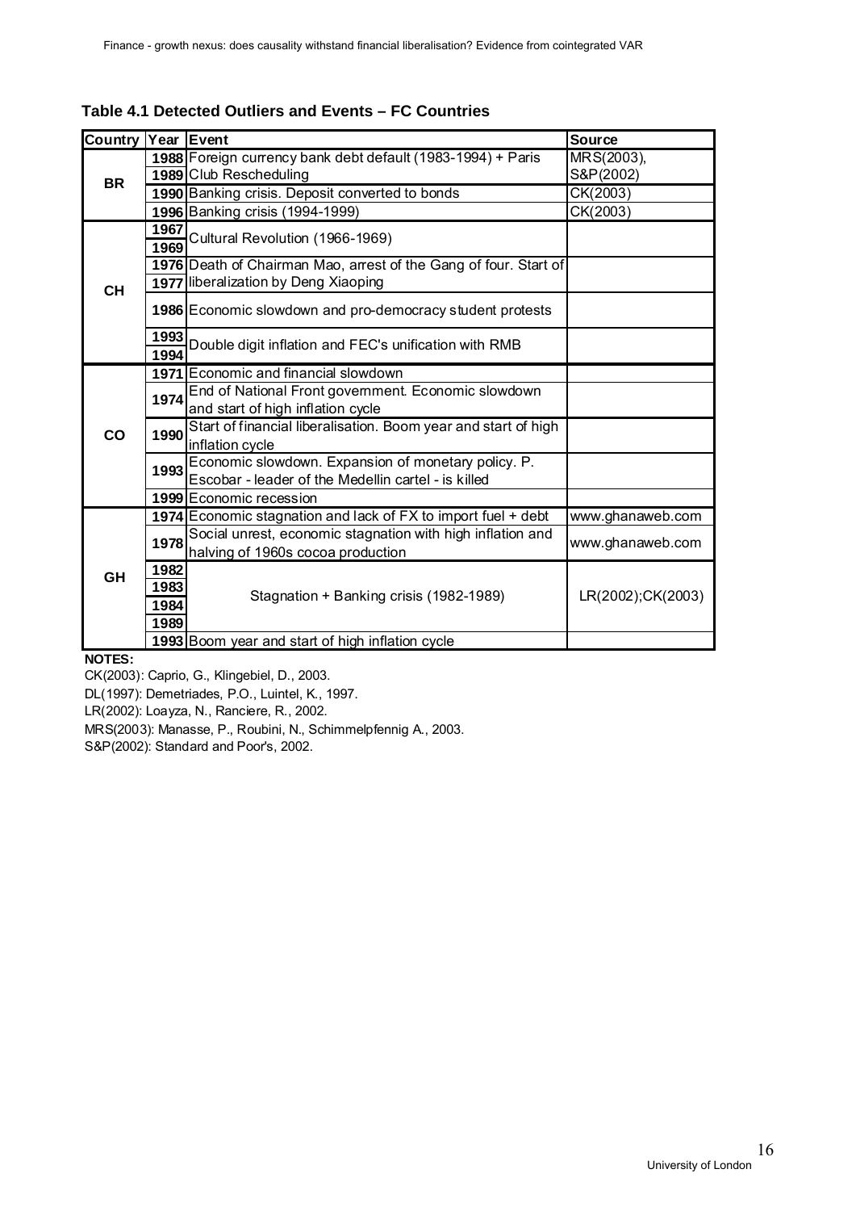**Table 4.1 Detected Outliers and Events – FC Countries**

| Country | Year | Event | Source |
|---|---|---|---|
| BR | 1988 | Foreign currency bank debt default (1983-1994) + Paris Club Rescheduling | MRS(2003), S&P(2002) |
| | 1989 | | |
| | 1990 | Banking crisis. Deposit converted to bonds | CK(2003) |
| | 1996 | Banking crisis (1994-1999) | CK(2003) |
| CH | 1967 | Cultural Revolution (1966-1969) | |
| | 1969 | | |
| | 1976 | Death of Chairman Mao, arrest of the Gang of four. Start of liberalization by Deng Xiaoping | |
| | 1977 | | |
| | 1986 | Economic slowdown and pro-democracy student protests | |
| | 1993 | Double digit inflation and FEC's unification with RMB | |
| | 1994 | | |
| CO | 1971 | Economic and financial slowdown | |
| | 1974 | End of National Front government. Economic slowdown and start of high inflation cycle | |
| | 1990 | Start of financial liberalisation. Boom year and start of high inflation cycle | |
| | 1993 | Economic slowdown. Expansion of monetary policy. P. Escobar - leader of the Medellin cartel - is killed | |
| | 1999 | Economic recession | |
| GH | 1974 | Economic stagnation and lack of FX to import fuel + debt | www.ghanaweb.com |
| | 1978 | Social unrest, economic stagnation with high inflation and halving of 1960s cocoa production | www.ghanaweb.com |
| | 1982 | Stagnation + Banking crisis (1982-1989) | LR(2002);CK(2003) |
| | 1983 | | |
| | 1984 | | |
| | 1989 | | |
| | 1993 | Boom year and start of high inflation cycle | |

**NOTES:**

CK(2003): Caprio, G., Klingebiel, D., 2003.

DL(1997): Demetriades, P.O., Luintel, K., 1997.

LR(2002): Loayza, N., Ranciere, R., 2002.

MRS(2003): Manasse, P., Roubini, N., Schimmelpfennig A., 2003.

S&P(2002): Standard and Poor's, 2002.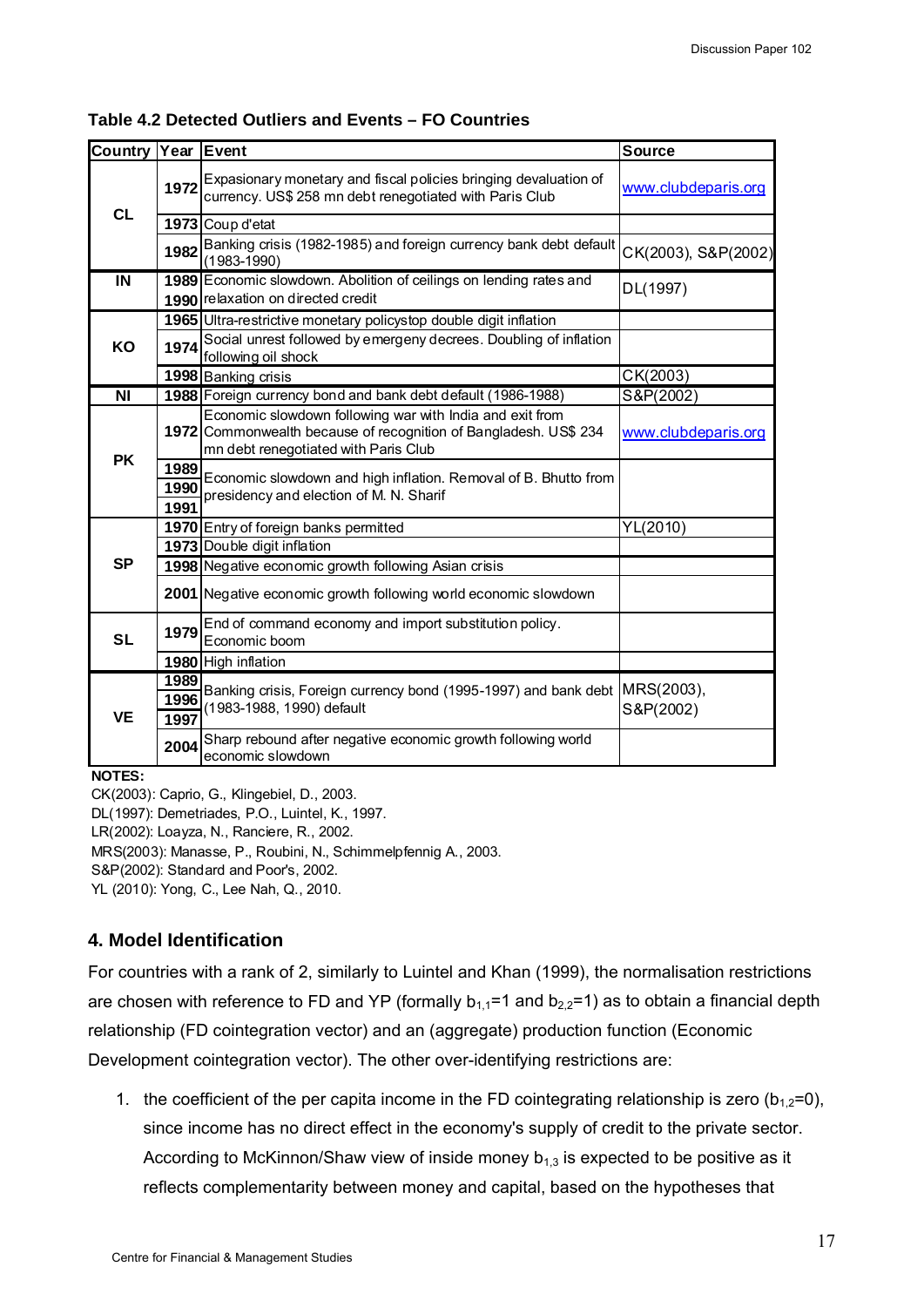**Table 4.2 Detected Outliers and Events – FO Countries**

| Country | Year | Event | Source |
|---|---|---|---|
| CL | 1972 | Expasionary monetary and fiscal policies bringing devaluation of currency. US$ 258 mn debt renegotiated with Paris Club | www.clubdeparis.org |
| | 1973 | Coup d'etat | |
| | 1982 | Banking crisis (1982-1985) and foreign currency bank debt default (1983-1990) | CK(2003), S&P(2002) |
| IN | 1989 1990 | Economic slowdown. Abolition of ceilings on lending rates and relaxation on directed credit | DL(1997) |
| KO | 1965 | Ultra-restrictive monetary policystop double digit inflation | |
| | 1974 | Social unrest followed by emergeny decrees. Doubling of inflation following oil shock | |
| | 1998 | Banking crisis | CK(2003) |
| NI | 1988 | Foreign currency bond and bank debt default (1986-1988) | S&P(2002) |
| PK | 1972 | Economic slowdown following war with India and exit from Commonwealth because of recognition of Bangladesh. US$ 234 mn debt renegotiated with Paris Club | www.clubdeparis.org |
| | 1989 1990 1991 | Economic slowdown and high inflation. Removal of B. Bhutto from presidency and election of M. N. Sharif | |
| SP | 1970 | Entry of foreign banks permitted | YL(2010) |
| | 1973 | Double digit inflation | |
| | 1998 | Negative economic growth following Asian crisis | |
| | 2001 | Negative economic growth following world economic slowdown | |
| SL | 1979 | End of command economy and import substitution policy. Economic boom | |
| | 1980 | High inflation | |
| VE | 1989 1996 1997 | Banking crisis, Foreign currency bond (1995-1997) and bank debt (1983-1988, 1990) default | MRS(2003), S&P(2002) |
| | 2004 | Sharp rebound after negative economic growth following world economic slowdown | |

**NOTES:**

CK(2003): Caprio, G., Klingebiel, D., 2003.
DL(1997): Demetriades, P.O., Luintel, K., 1997.
LR(2002): Loayza, N., Ranciere, R., 2002.
MRS(2003): Manasse, P., Roubini, N., Schimmelpfennig A., 2003.
S&P(2002): Standard and Poor's, 2002.
YL (2010): Yong, C., Lee Nah, Q., 2010.

## 4. Model Identification

For countries with a rank of 2, similarly to Luintel and Khan (1999), the normalisation restrictions are chosen with reference to FD and YP (formally $b_{1,1}$=1 and $b_{2,2}$=1) as to obtain a financial depth relationship (FD cointegration vector) and an (aggregate) production function (Economic Development cointegration vector). The other over-identifying restrictions are:

1. the coefficient of the per capita income in the FD cointegrating relationship is zero ($b_{1,2}$=0), since income has no direct effect in the economy's supply of credit to the private sector. According to McKinnon/Shaw view of inside money $b_{1,3}$ is expected to be positive as it reflects complementarity between money and capital, based on the hypotheses that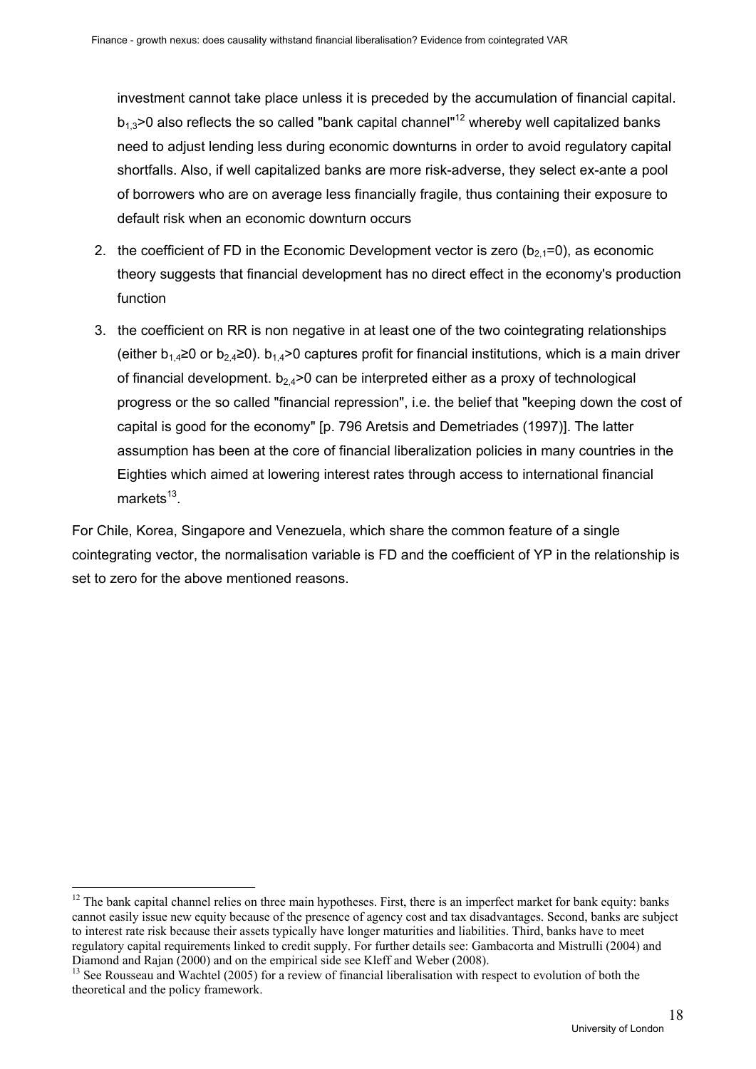investment cannot take place unless it is preceded by the accumulation of financial capital. $b_{1,3}>0$ also reflects the so called "bank capital channel"[12] whereby well capitalized banks need to adjust lending less during economic downturns in order to avoid regulatory capital shortfalls. Also, if well capitalized banks are more risk-adverse, they select ex-ante a pool of borrowers who are on average less financially fragile, thus containing their exposure to default risk when an economic downturn occurs

2. the coefficient of FD in the Economic Development vector is zero ($b_{2,1}=0$), as economic theory suggests that financial development has no direct effect in the economy's production function
3. the coefficient on RR is non negative in at least one of the two cointegrating relationships (either $b_{1,4}\geq 0$ or $b_{2,4}\geq 0$). $b_{1,4}>0$ captures profit for financial institutions, which is a main driver of financial development. $b_{2,4}>0$ can be interpreted either as a proxy of technological progress or the so called "financial repression", i.e. the belief that "keeping down the cost of capital is good for the economy" [p. 796 Aretsis and Demetriades (1997)]. The latter assumption has been at the core of financial liberalization policies in many countries in the Eighties which aimed at lowering interest rates through access to international financial markets[13].

For Chile, Korea, Singapore and Venezuela, which share the common feature of a single cointegrating vector, the normalisation variable is FD and the coefficient of YP in the relationship is set to zero for the above mentioned reasons.

---

[12] The bank capital channel relies on three main hypotheses. First, there is an imperfect market for bank equity: banks cannot easily issue new equity because of the presence of agency cost and tax disadvantages. Second, banks are subject to interest rate risk because their assets typically have longer maturities and liabilities. Third, banks have to meet regulatory capital requirements linked to credit supply. For further details see: Gambacorta and Mistrulli (2004) and Diamond and Rajan (2000) and on the empirical side see Kleff and Weber (2008).

[13] See Rousseau and Wachtel (2005) for a review of financial liberalisation with respect to evolution of both the theoretical and the policy framework.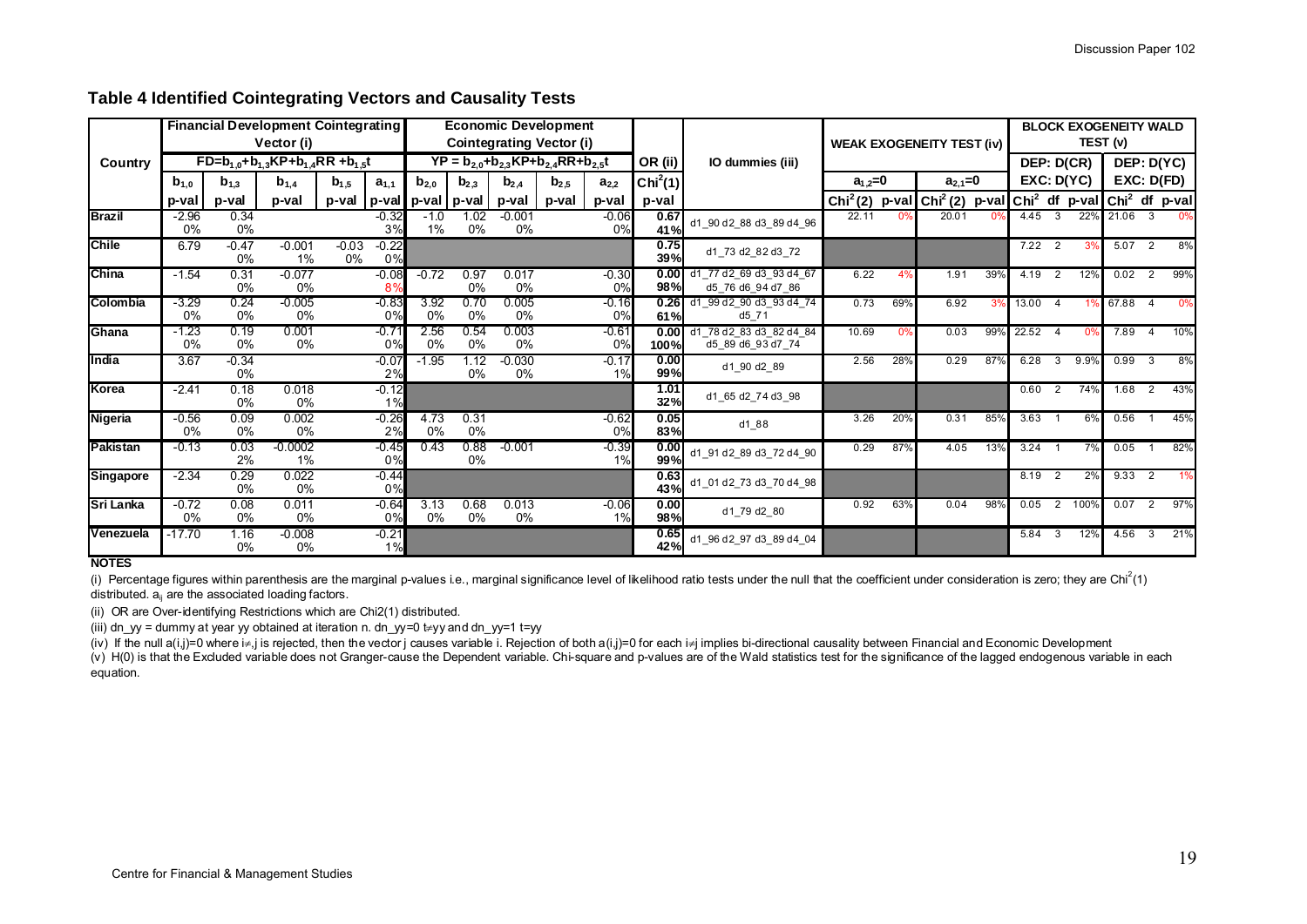## Table 4 Identified Cointegrating Vectors and Causality Tests

| Country | Financial Development Cointegrating Vector (i) | | | | | Economic Development Cointegrating Vector (i) | | | | | OR (ii) | IO dummies (iii) | WEAK EXOGENEITY TEST (iv) | | | | BLOCK EXOGENEITY WALD TEST (v) | | | | | |
|---|---|---|---|---|---|---|---|---|---|---|---|---|---|---|---|---|---|---|---|---|---|---|
| | $FD=b_{1,0}+b_{1,3}KP+b_{1,4}RR+b_{1,5}t$ | | | | | $YP=b_{2,0}+b_{2,3}KP+b_{2,4}RR+b_{2,5}t$ | | | | | | | | | | | DEP: D(CR) EXC: D(YC) | | | DEP: D(YC) EXC: D(FD) | | |
| | $b_{1,0}$ | $b_{1,3}$ | $b_{1,4}$ | $b_{1,5}$ | $a_{1,1}$ | $b_{2,0}$ | $b_{2,3}$ | $b_{2,4}$ | $b_{2,5}$ | $a_{2,2}$ | $Chi^2(1)$ | | $a_{1,2}=0$ | | $a_{2,1}=0$ | | | | | | | |
| | p-val | p-val | p-val | p-val | p-val | p-val | p-val | p-val | p-val | p-val | p-val | | $Chi^2(2)$ | p-val | $Chi^2(2)$ | p-val | $Chi^2$ | df | p-val | $Chi^2$ | df | p-val |
| **Brazil** | -2.96 0% | 0.34 0% | | | -0.32 3% | -1.0 1% | 1.02 0% | -0.001 0% | | -0.06 0% | 0.67 41% | d1_90 d2_88 d3_89 d4_96 | 22.11 | 0% | 20.01 | 0% | 4.45 | 3 | 22% | 21.06 | 3 | 0% |
| **Chile** | 6.79 | -0.47 0% | -0.001 1% | -0.03 0% | -0.22 0% | | | | | | 0.75 39% | d1_73 d2_82 d3_72 | | | | | 7.22 | 2 | 3% | 5.07 | 2 | 8% |
| **China** | -1.54 | 0.31 0% | -0.077 0% | | -0.08 8% | -0.72 | 0.97 0% | 0.017 0% | | -0.30 0% | 0.00 98% | d1_77 d2_69 d3_93 d4_67 d5_76 d6_94 d7_86 | 6.22 | 4% | 1.91 | 39% | 4.19 | 2 | 12% | 0.02 | 2 | 99% |
| **Colombia** | -3.29 0% | 0.24 0% | -0.005 0% | | -0.83 0% | 3.92 0% | 0.70 0% | 0.005 0% | | -0.16 0% | 0.26 61% | d1_99 d2_90 d3_93 d4_74 d5_71 | 0.73 | 69% | 6.92 | 3% | 13.00 | 4 | 1% | 67.88 | 4 | 0% |
| **Ghana** | -1.23 0% | 0.19 0% | 0.001 0% | | -0.71 0% | 2.56 0% | 0.54 0% | 0.003 0% | | -0.61 0% | 0.00 100% | d1_78 d2_83 d3_82 d4_84 d5_89 d6_93 d7_74 | 10.69 | 0% | 0.03 | 99% | 22.52 | 4 | 0% | 7.89 | 4 | 10% |
| **India** | 3.67 | -0.34 0% | | | -0.07 2% | -1.95 | 1.12 0% | -0.030 0% | | -0.17 1% | 0.00 99% | d1_90 d2_89 | 2.56 | 28% | 0.29 | 87% | 6.28 | 3 | 9.9% | 0.99 | 3 | 8% |
| **Korea** | -2.41 | 0.18 0% | 0.018 0% | | -0.12 1% | | | | | | 1.01 32% | d1_65 d2_74 d3_98 | | | | | 0.60 | 2 | 74% | 1.68 | 2 | 43% |
| **Nigeria** | -0.56 0% | 0.09 0% | 0.002 0% | | -0.26 2% | 4.73 0% | 0.31 0% | | | -0.62 0% | 0.05 83% | d1_88 | 3.26 | 20% | 0.31 | 85% | 3.63 | 1 | 6% | 0.56 | 1 | 45% |
| **Pakistan** | -0.13 | 0.03 2% | -0.0002 1% | | -0.45 0% | 0.43 | 0.88 0% | -0.001 | | -0.39 1% | 0.00 99% | d1_91 d2_89 d3_72 d4_90 | 0.29 | 87% | 4.05 | 13% | 3.24 | 1 | 7% | 0.05 | 1 | 82% |
| **Singapore** | -2.34 | 0.29 0% | 0.022 0% | | -0.44 0% | | | | | | 0.63 43% | d1_01 d2_73 d3_70 d4_98 | | | | | 8.19 | 2 | 2% | 9.33 | 2 | 1% |
| **Sri Lanka** | -0.72 0% | 0.08 0% | 0.011 0% | | -0.64 0% | 3.13 0% | 0.68 0% | 0.013 0% | | -0.06 1% | 0.00 98% | d1_79 d2_80 | 0.92 | 63% | 0.04 | 98% | 0.05 | 2 | 100% | 0.07 | 2 | 97% |
| **Venezuela** | -17.70 | 1.16 0% | -0.008 0% | | -0.21 1% | | | | | | 0.65 42% | d1_96 d2_97 d3_89 d4_04 | | | | | 5.84 | 3 | 12% | 4.56 | 3 | 21% |

**NOTES**

(i) Percentage figures within parenthesis are the marginal p-values i.e., marginal significance level of likelihood ratio tests under the null that the coefficient under consideration is zero; they are $Chi^2(1)$ distributed. $a_{ij}$ are the associated loading factors.

(ii) OR are Over-identifying Restrictions which are Chi2(1) distributed.

(iii) dn_yy = dummy at year yy obtained at iteration n. dn_yy=0 t≠yy and dn_yy=1 t=yy

(iv) If the null a(i,j)=0 where i≠,j is rejected, then the vector j causes variable i. Rejection of both a(i,j)=0 for each i≠j implies bi-directional causality between Financial and Economic Development

(v) H(0) is that the Excluded variable does not Granger-cause the Dependent variable. Chi-square and p-values are of the Wald statistics test for the significance of the lagged endogenous variable in each equation.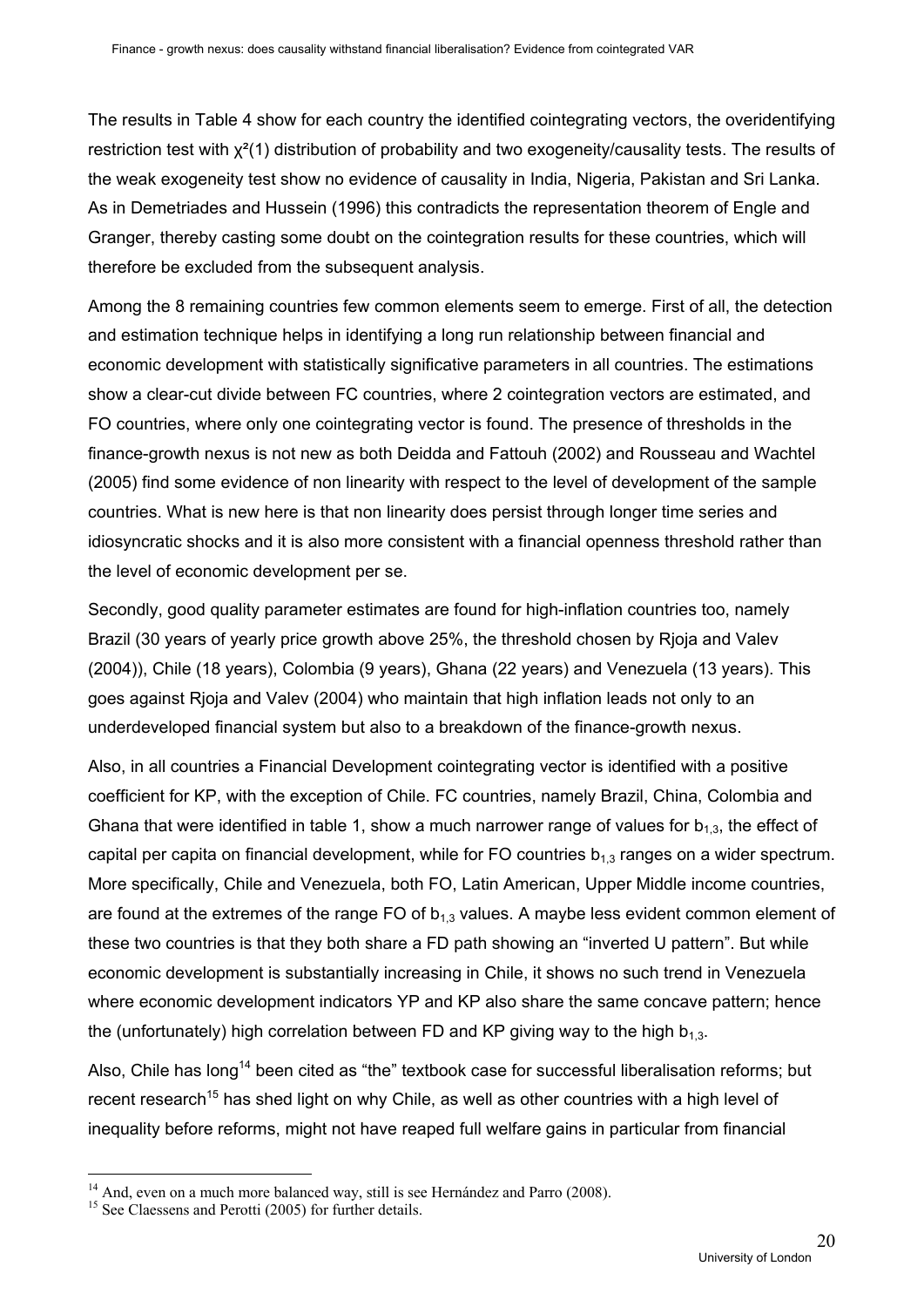The results in Table 4 show for each country the identified cointegrating vectors, the overidentifying restriction test with $\chi^2(1)$ distribution of probability and two exogeneity/causality tests. The results of the weak exogeneity test show no evidence of causality in India, Nigeria, Pakistan and Sri Lanka. As in Demetriades and Hussein (1996) this contradicts the representation theorem of Engle and Granger, thereby casting some doubt on the cointegration results for these countries, which will therefore be excluded from the subsequent analysis.

Among the 8 remaining countries few common elements seem to emerge. First of all, the detection and estimation technique helps in identifying a long run relationship between financial and economic development with statistically significative parameters in all countries. The estimations show a clear-cut divide between FC countries, where 2 cointegration vectors are estimated, and FO countries, where only one cointegrating vector is found. The presence of thresholds in the finance-growth nexus is not new as both Deidda and Fattouh (2002) and Rousseau and Wachtel (2005) find some evidence of non linearity with respect to the level of development of the sample countries. What is new here is that non linearity does persist through longer time series and idiosyncratic shocks and it is also more consistent with a financial openness threshold rather than the level of economic development per se.

Secondly, good quality parameter estimates are found for high-inflation countries too, namely Brazil (30 years of yearly price growth above 25%, the threshold chosen by Rjoja and Valev (2004)), Chile (18 years), Colombia (9 years), Ghana (22 years) and Venezuela (13 years). This goes against Rjoja and Valev (2004) who maintain that high inflation leads not only to an underdeveloped financial system but also to a breakdown of the finance-growth nexus.

Also, in all countries a Financial Development cointegrating vector is identified with a positive coefficient for KP, with the exception of Chile. FC countries, namely Brazil, China, Colombia and Ghana that were identified in table 1, show a much narrower range of values for $b_{1,3}$, the effect of capital per capita on financial development, while for FO countries $b_{1,3}$ ranges on a wider spectrum. More specifically, Chile and Venezuela, both FO, Latin American, Upper Middle income countries, are found at the extremes of the range FO of $b_{1,3}$ values. A maybe less evident common element of these two countries is that they both share a FD path showing an "inverted U pattern". But while economic development is substantially increasing in Chile, it shows no such trend in Venezuela where economic development indicators YP and KP also share the same concave pattern; hence the (unfortunately) high correlation between FD and KP giving way to the high $b_{1,3}$.

Also, Chile has long[14] been cited as "the" textbook case for successful liberalisation reforms; but recent research[15] has shed light on why Chile, as well as other countries with a high level of inequality before reforms, might not have reaped full welfare gains in particular from financial

---

[14] And, even on a much more balanced way, still is see Hernández and Parro (2008).

[15] See Claessens and Perotti (2005) for further details.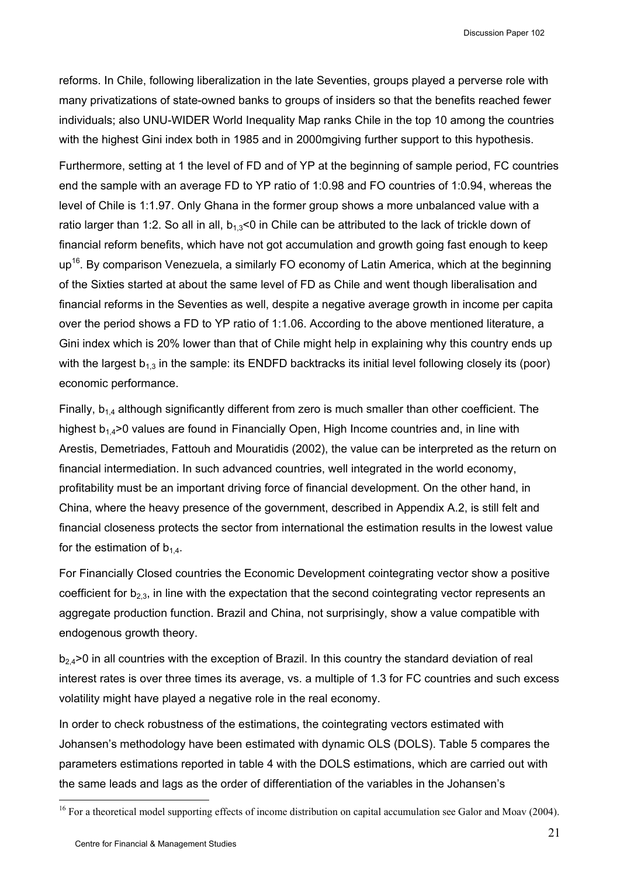reforms. In Chile, following liberalization in the late Seventies, groups played a perverse role with many privatizations of state-owned banks to groups of insiders so that the benefits reached fewer individuals; also UNU-WIDER World Inequality Map ranks Chile in the top 10 among the countries with the highest Gini index both in 1985 and in 2000mgiving further support to this hypothesis.

Furthermore, setting at 1 the level of FD and of YP at the beginning of sample period, FC countries end the sample with an average FD to YP ratio of 1:0.98 and FO countries of 1:0.94, whereas the level of Chile is 1:1.97. Only Ghana in the former group shows a more unbalanced value with a ratio larger than 1:2. So all in all, $b_{1,3}<0$ in Chile can be attributed to the lack of trickle down of financial reform benefits, which have not got accumulation and growth going fast enough to keep up[16]. By comparison Venezuela, a similarly FO economy of Latin America, which at the beginning of the Sixties started at about the same level of FD as Chile and went though liberalisation and financial reforms in the Seventies as well, despite a negative average growth in income per capita over the period shows a FD to YP ratio of 1:1.06. According to the above mentioned literature, a Gini index which is 20% lower than that of Chile might help in explaining why this country ends up with the largest $b_{1,3}$ in the sample: its ENDFD backtracks its initial level following closely its (poor) economic performance.

Finally, $b_{1,4}$ although significantly different from zero is much smaller than other coefficient. The highest $b_{1,4}>0$ values are found in Financially Open, High Income countries and, in line with Arestis, Demetriades, Fattouh and Mouratidis (2002), the value can be interpreted as the return on financial intermediation. In such advanced countries, well integrated in the world economy, profitability must be an important driving force of financial development. On the other hand, in China, where the heavy presence of the government, described in Appendix A.2, is still felt and financial closeness protects the sector from international the estimation results in the lowest value for the estimation of $b_{1,4}$.

For Financially Closed countries the Economic Development cointegrating vector show a positive coefficient for $b_{2,3}$, in line with the expectation that the second cointegrating vector represents an aggregate production function. Brazil and China, not surprisingly, show a value compatible with endogenous growth theory.

$b_{2,4}>0$ in all countries with the exception of Brazil. In this country the standard deviation of real interest rates is over three times its average, vs. a multiple of 1.3 for FC countries and such excess volatility might have played a negative role in the real economy.

In order to check robustness of the estimations, the cointegrating vectors estimated with Johansen's methodology have been estimated with dynamic OLS (DOLS). Table 5 compares the parameters estimations reported in table 4 with the DOLS estimations, which are carried out with the same leads and lags as the order of differentiation of the variables in the Johansen's

[16] For a theoretical model supporting effects of income distribution on capital accumulation see Galor and Moav (2004).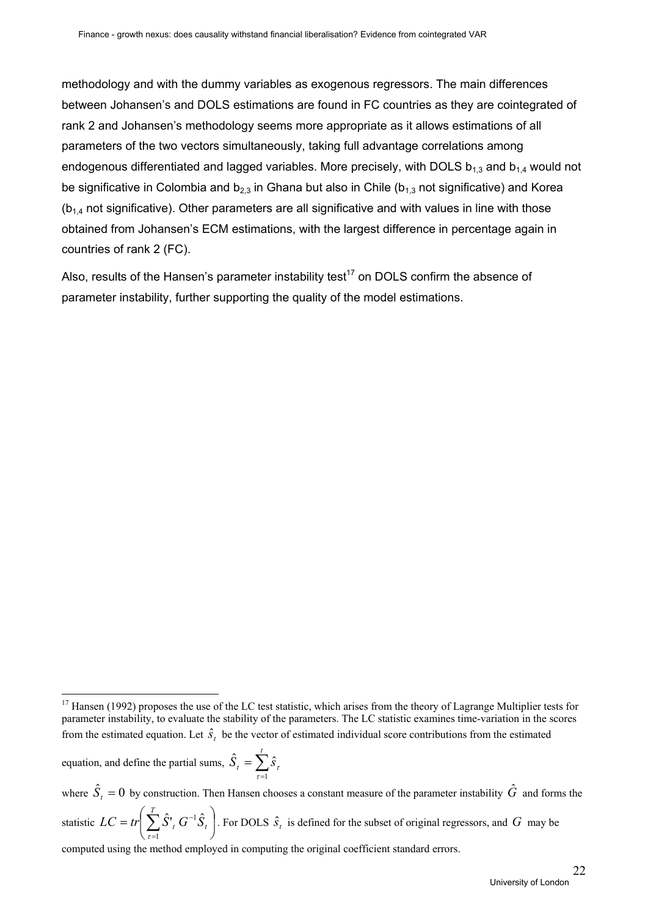methodology and with the dummy variables as exogenous regressors. The main differences between Johansen's and DOLS estimations are found in FC countries as they are cointegrated of rank 2 and Johansen's methodology seems more appropriate as it allows estimations of all parameters of the two vectors simultaneously, taking full advantage correlations among endogenous differentiated and lagged variables. More precisely, with DOLS $b_{1,3}$ and $b_{1,4}$ would not be significative in Colombia and $b_{2,3}$ in Ghana but also in Chile ($b_{1,3}$ not significative) and Korea ($b_{1,4}$ not significative). Other parameters are all significative and with values in line with those obtained from Johansen's ECM estimations, with the largest difference in percentage again in countries of rank 2 (FC).

Also, results of the Hansen's parameter instability test[17] on DOLS confirm the absence of parameter instability, further supporting the quality of the model estimations.

---

[17] Hansen (1992) proposes the use of the LC test statistic, which arises from the theory of Lagrange Multiplier tests for parameter instability, to evaluate the stability of the parameters. The LC statistic examines time-variation in the scores from the estimated equation. Let $\hat{s}_t$ be the vector of estimated individual score contributions from the estimated equation, and define the partial sums, $\hat{S}_t = \sum_{\tau=1}^{t} \hat{s}_\tau$

where $\hat{S}_t = 0$ by construction. Then Hansen chooses a constant measure of the parameter instability $\hat{G}$ and forms the statistic $LC = tr\left( \sum_{\tau=1}^{T} \hat{S}'_t \, G^{-1} \hat{S}_t \right)$. For DOLS $\hat{s}_t$ is defined for the subset of original regressors, and $G$ may be computed using the method employed in computing the original coefficient standard errors.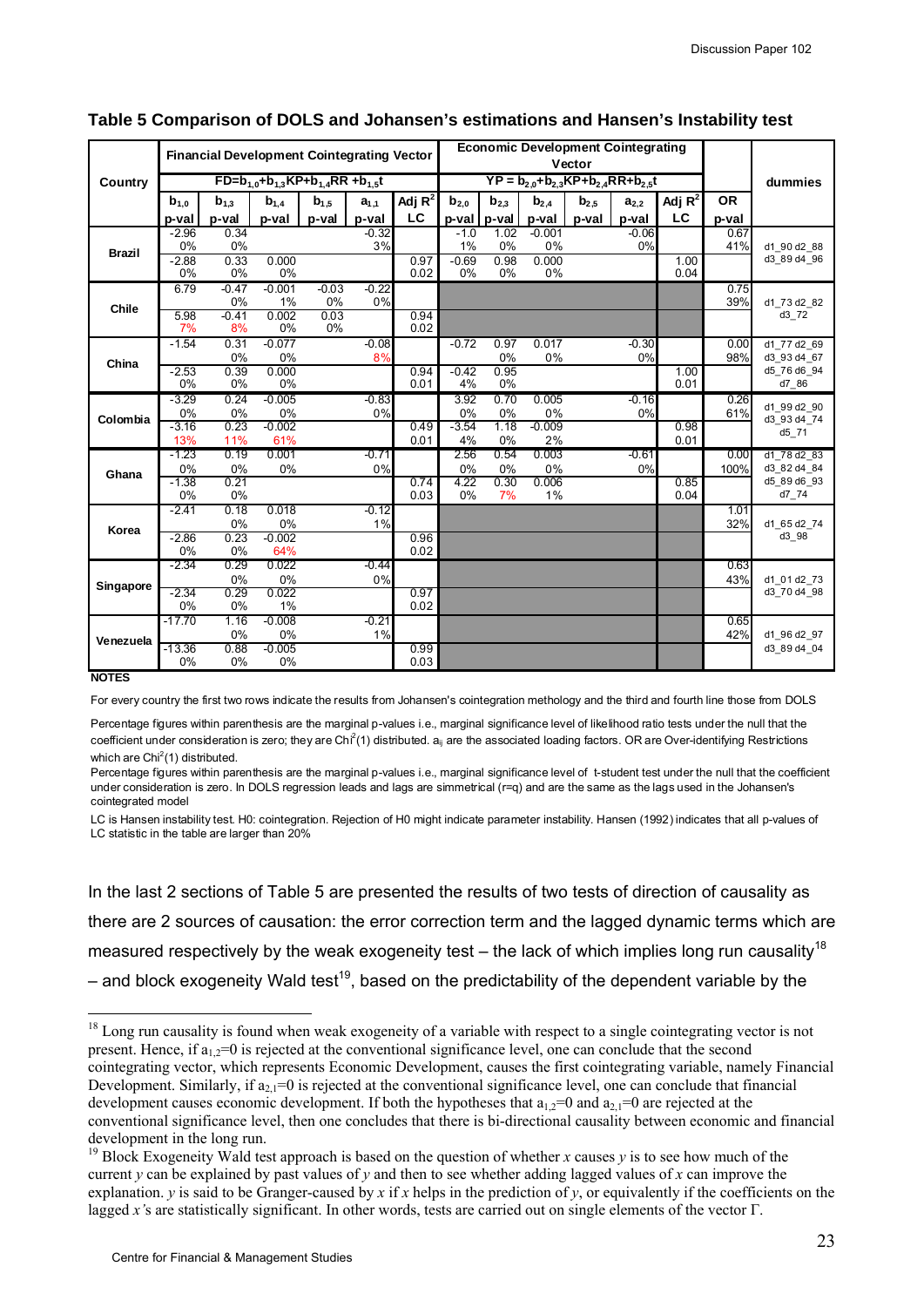**Table 5 Comparison of DOLS and Johansen's estimations and Hansen's Instability test**

| Country | Financial Development Cointegrating Vector | | | | | | Economic Development Cointegrating Vector | | | | | | | dummies |
|---|---|---|---|---|---|---|---|---|---|---|---|---|---|---|
| | $FD=b_{1,0}+b_{1,3}KP+b_{1,4}RR+b_{1,5}t$ | | | | | | $YP = b_{2,0}+b_{2,3}KP+b_{2,4}RR+b_{2,5}t$ | | | | | | | |
| | $b_{1,0}$ p-val | $b_{1,3}$ p-val | $b_{1,4}$ p-val | $b_{1,5}$ p-val | $a_{1,1}$ p-val | Adj $R^2$ LC | $b_{2,0}$ p-val | $b_{2,3}$ p-val | $b_{2,4}$ p-val | $b_{2,5}$ p-val | $a_{2,2}$ p-val | Adj $R^2$ LC | OR p-val | |
| Brazil | -2.96 | 0.34 | | | -0.32 | | -1.0 | 1.02 | -0.001 | | -0.06 | | 0.67 | d1_90 d2_88 |
| | 0% | 0% | | | 3% | | 1% | 0% | 0% | | 0% | | 41% | d3_89 d4_96 |
| | -2.88 | 0.33 | 0.000 | | | 0.97 | -0.69 | 0.98 | 0.000 | | | 1.00 | | |
| | 0% | 0% | 0% | | | 0.02 | 0% | 0% | 0% | | | 0.04 | | |
| Chile | 6.79 | -0.47 | -0.001 | -0.03 | -0.22 | | | | | | | | 0.75 | d1_73 d2_82 |
| | | 0% | 1% | 0% | 0% | | | | | | | | 39% | d3_72 |
| | 5.98 | -0.41 | 0.002 | 0.03 | | 0.94 | | | | | | | | |
| | 7% | 8% | 0% | 0% | | 0.02 | | | | | | | | |
| China | -1.54 | 0.31 | -0.077 | | -0.08 | | -0.72 | 0.97 | 0.017 | | -0.30 | | 0.00 | d1_77 d2_69 |
| | | 0% | 0% | | 8% | | | 0% | 0% | | 0% | | 98% | d3_93 d4_67 |
| | -2.53 | 0.39 | 0.000 | | | 0.94 | -0.42 | 0.95 | | | | 1.00 | | d5_76 d6_94 |
| | 0% | 0% | 0% | | | 0.01 | 4% | 0% | | | | 0.01 | | d7_86 |
| Colombia | -3.29 | 0.24 | -0.005 | | -0.83 | | 3.92 | 0.70 | 0.005 | | -0.16 | | 0.26 | d1_99 d2_90 |
| | 0% | 0% | 0% | | 0% | | 0% | 0% | 0% | | 0% | | 61% | d3_93 d4_74 |
| | -3.16 | 0.23 | -0.002 | | | 0.49 | -3.54 | 1.18 | -0.009 | | | 0.98 | | d5_71 |
| | 13% | 11% | 61% | | | 0.01 | 4% | 0% | 2% | | | 0.01 | | |
| Ghana | -1.23 | 0.19 | 0.001 | | -0.71 | | 2.56 | 0.54 | 0.003 | | -0.61 | | 0.00 | d1_78 d2_83 |
| | 0% | 0% | 0% | | 0% | | 0% | 0% | 0% | | 0% | | 100% | d3_82 d4_84 |
| | -1.38 | 0.21 | | | | 0.74 | 4.22 | 0.30 | 0.006 | | | 0.85 | | d5_89 d6_93 |
| | 0% | 0% | | | | 0.03 | 0% | 7% | 1% | | | 0.04 | | d7_74 |
| Korea | -2.41 | 0.18 | 0.018 | | -0.12 | | | | | | | | 1.01 | d1_65 d2_74 |
| | | 0% | 0% | | 1% | | | | | | | | 32% | d3_98 |
| | -2.86 | 0.23 | -0.002 | | | 0.96 | | | | | | | | |
| | 0% | 0% | 64% | | | 0.02 | | | | | | | | |
| Singapore | -2.34 | 0.29 | 0.022 | | -0.44 | | | | | | | | 0.63 | d1_01 d2_73 |
| | | 0% | 0% | | 0% | | | | | | | | 43% | d3_70 d4_98 |
| | -2.34 | 0.29 | 0.022 | | | 0.97 | | | | | | | | |
| | 0% | 0% | 1% | | | 0.02 | | | | | | | | |
| Venezuela | -17.70 | 1.16 | -0.008 | | -0.21 | | | | | | | | 0.65 | d1_96 d2_97 |
| | | 0% | 0% | | 1% | | | | | | | | 42% | d3_89 d4_04 |
| | -13.36 | 0.88 | -0.005 | | | 0.99 | | | | | | | | |
| | 0% | 0% | 0% | | | 0.03 | | | | | | | | |

**NOTES**

For every country the first two rows indicate the results from Johansen's cointegration methodology and the third and fourth line those from DOLS

Percentage figures within parenthesis are the marginal p-values i.e., marginal significance level of likelihood ratio tests under the null that the coefficient under consideration is zero; they are $Chi^2(1)$ distributed. $a_{ij}$ are the associated loading factors. OR are Over-identifying Restrictions which are $Chi^2(1)$ distributed.

Percentage figures within parenthesis are the marginal p-values i.e., marginal significance level of t-student test under the null that the coefficient under consideration is zero. In DOLS regression leads and lags are simmetrical (r=q) and are the same as the lags used in the Johansen's cointegrated model

LC is Hansen instability test. H0: cointegration. Rejection of H0 might indicate parameter instability. Hansen (1992) indicates that all p-values of LC statistic in the table are larger than 20%

In the last 2 sections of Table 5 are presented the results of two tests of direction of causality as there are 2 sources of causation: the error correction term and the lagged dynamic terms which are measured respectively by the weak exogeneity test – the lack of which implies long run causality[18] – and block exogeneity Wald test[19], based on the predictability of the dependent variable by the

[18] Long run causality is found when weak exogeneity of a variable with respect to a single cointegrating vector is not present. Hence, if $a_{1,2}=0$ is rejected at the conventional significance level, one can conclude that the second cointegrating vector, which represents Economic Development, causes the first cointegrating variable, namely Financial Development. Similarly, if $a_{2,1}=0$ is rejected at the conventional significance level, one can conclude that financial development causes economic development. If both the hypotheses that $a_{1,2}=0$ and $a_{2,1}=0$ are rejected at the conventional significance level, then one concludes that there is bi-directional causality between economic and financial development in the long run.

[19] Block Exogeneity Wald test approach is based on the question of whether $x$ causes $y$ is to see how much of the current $y$ can be explained by past values of $y$ and then to see whether adding lagged values of $x$ can improve the explanation. $y$ is said to be Granger-caused by $x$ if $x$ helps in the prediction of $y$, or equivalently if the coefficients on the lagged $x$'s are statistically significant. In other words, tests are carried out on single elements of the vector $\Gamma$.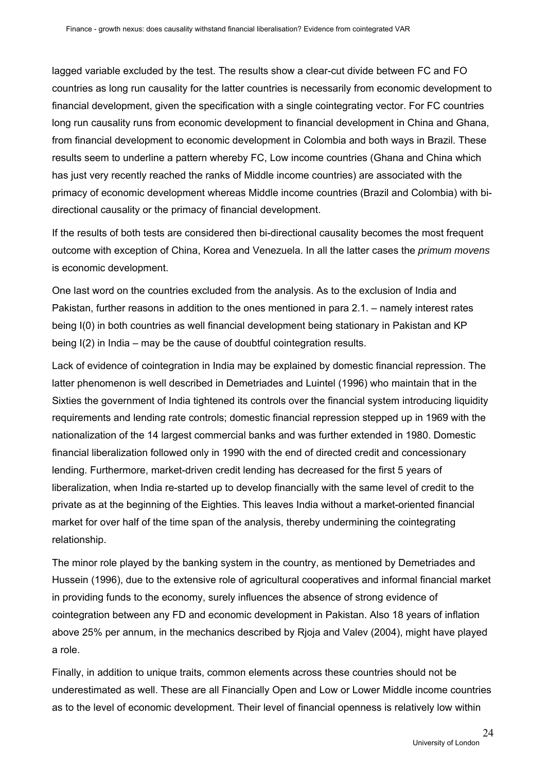lagged variable excluded by the test. The results show a clear-cut divide between FC and FO countries as long run causality for the latter countries is necessarily from economic development to financial development, given the specification with a single cointegrating vector. For FC countries long run causality runs from economic development to financial development in China and Ghana, from financial development to economic development in Colombia and both ways in Brazil. These results seem to underline a pattern whereby FC, Low income countries (Ghana and China which has just very recently reached the ranks of Middle income countries) are associated with the primacy of economic development whereas Middle income countries (Brazil and Colombia) with bi-directional causality or the primacy of financial development.

If the results of both tests are considered then bi-directional causality becomes the most frequent outcome with exception of China, Korea and Venezuela. In all the latter cases the *primum movens* is economic development.

One last word on the countries excluded from the analysis. As to the exclusion of India and Pakistan, further reasons in addition to the ones mentioned in para 2.1. – namely interest rates being I(0) in both countries as well financial development being stationary in Pakistan and KP being I(2) in India – may be the cause of doubtful cointegration results.

Lack of evidence of cointegration in India may be explained by domestic financial repression. The latter phenomenon is well described in Demetriades and Luintel (1996) who maintain that in the Sixties the government of India tightened its controls over the financial system introducing liquidity requirements and lending rate controls; domestic financial repression stepped up in 1969 with the nationalization of the 14 largest commercial banks and was further extended in 1980. Domestic financial liberalization followed only in 1990 with the end of directed credit and concessionary lending. Furthermore, market-driven credit lending has decreased for the first 5 years of liberalization, when India re-started up to develop financially with the same level of credit to the private as at the beginning of the Eighties. This leaves India without a market-oriented financial market for over half of the time span of the analysis, thereby undermining the cointegrating relationship.

The minor role played by the banking system in the country, as mentioned by Demetriades and Hussein (1996), due to the extensive role of agricultural cooperatives and informal financial market in providing funds to the economy, surely influences the absence of strong evidence of cointegration between any FD and economic development in Pakistan. Also 18 years of inflation above 25% per annum, in the mechanics described by Rjoja and Valev (2004), might have played a role.

Finally, in addition to unique traits, common elements across these countries should not be underestimated as well. These are all Financially Open and Low or Lower Middle income countries as to the level of economic development. Their level of financial openness is relatively low within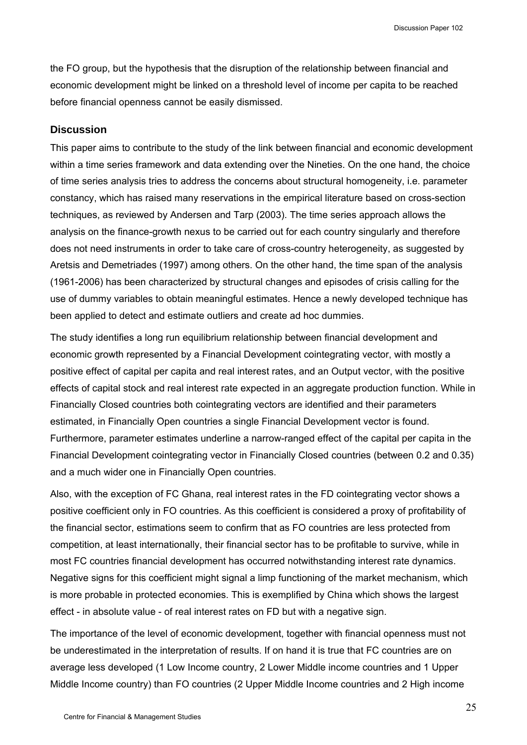the FO group, but the hypothesis that the disruption of the relationship between financial and economic development might be linked on a threshold level of income per capita to be reached before financial openness cannot be easily dismissed.

## Discussion

This paper aims to contribute to the study of the link between financial and economic development within a time series framework and data extending over the Nineties. On the one hand, the choice of time series analysis tries to address the concerns about structural homogeneity, i.e. parameter constancy, which has raised many reservations in the empirical literature based on cross-section techniques, as reviewed by Andersen and Tarp (2003). The time series approach allows the analysis on the finance-growth nexus to be carried out for each country singularly and therefore does not need instruments in order to take care of cross-country heterogeneity, as suggested by Aretsis and Demetriades (1997) among others. On the other hand, the time span of the analysis (1961-2006) has been characterized by structural changes and episodes of crisis calling for the use of dummy variables to obtain meaningful estimates. Hence a newly developed technique has been applied to detect and estimate outliers and create ad hoc dummies.

The study identifies a long run equilibrium relationship between financial development and economic growth represented by a Financial Development cointegrating vector, with mostly a positive effect of capital per capita and real interest rates, and an Output vector, with the positive effects of capital stock and real interest rate expected in an aggregate production function. While in Financially Closed countries both cointegrating vectors are identified and their parameters estimated, in Financially Open countries a single Financial Development vector is found. Furthermore, parameter estimates underline a narrow-ranged effect of the capital per capita in the Financial Development cointegrating vector in Financially Closed countries (between 0.2 and 0.35) and a much wider one in Financially Open countries.

Also, with the exception of FC Ghana, real interest rates in the FD cointegrating vector shows a positive coefficient only in FO countries. As this coefficient is considered a proxy of profitability of the financial sector, estimations seem to confirm that as FO countries are less protected from competition, at least internationally, their financial sector has to be profitable to survive, while in most FC countries financial development has occurred notwithstanding interest rate dynamics. Negative signs for this coefficient might signal a limp functioning of the market mechanism, which is more probable in protected economies. This is exemplified by China which shows the largest effect - in absolute value - of real interest rates on FD but with a negative sign.

The importance of the level of economic development, together with financial openness must not be underestimated in the interpretation of results. If on hand it is true that FC countries are on average less developed (1 Low Income country, 2 Lower Middle income countries and 1 Upper Middle Income country) than FO countries (2 Upper Middle Income countries and 2 High income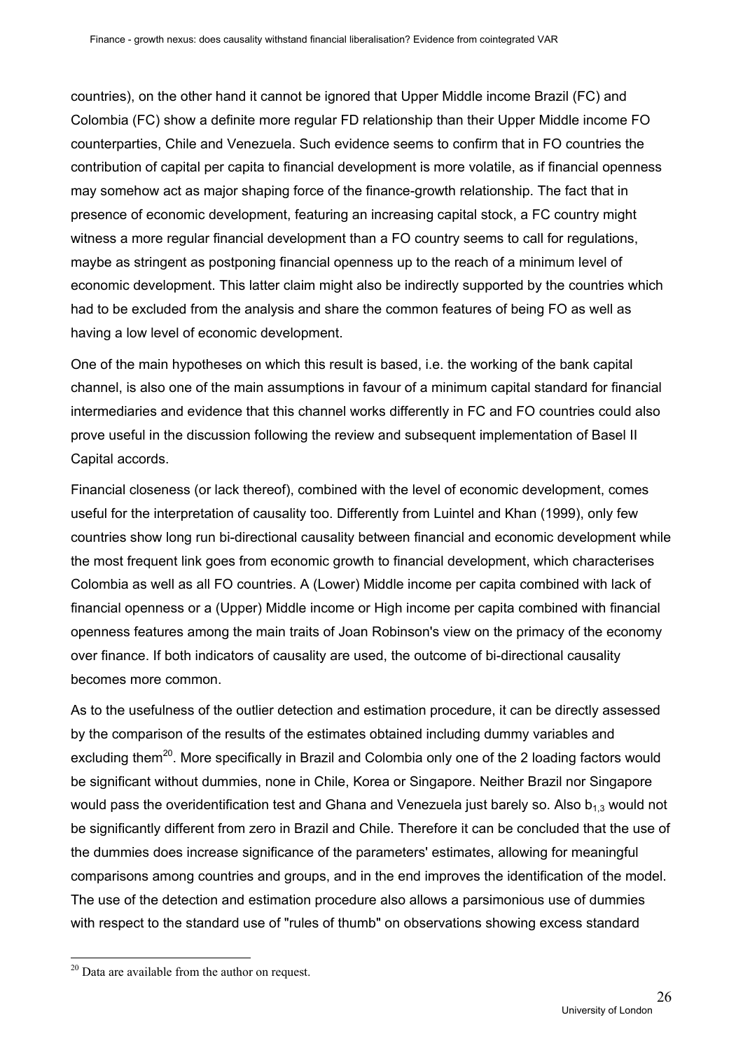countries), on the other hand it cannot be ignored that Upper Middle income Brazil (FC) and Colombia (FC) show a definite more regular FD relationship than their Upper Middle income FO counterparties, Chile and Venezuela. Such evidence seems to confirm that in FO countries the contribution of capital per capita to financial development is more volatile, as if financial openness may somehow act as major shaping force of the finance-growth relationship. The fact that in presence of economic development, featuring an increasing capital stock, a FC country might witness a more regular financial development than a FO country seems to call for regulations, maybe as stringent as postponing financial openness up to the reach of a minimum level of economic development. This latter claim might also be indirectly supported by the countries which had to be excluded from the analysis and share the common features of being FO as well as having a low level of economic development.

One of the main hypotheses on which this result is based, i.e. the working of the bank capital channel, is also one of the main assumptions in favour of a minimum capital standard for financial intermediaries and evidence that this channel works differently in FC and FO countries could also prove useful in the discussion following the review and subsequent implementation of Basel II Capital accords.

Financial closeness (or lack thereof), combined with the level of economic development, comes useful for the interpretation of causality too. Differently from Luintel and Khan (1999), only few countries show long run bi-directional causality between financial and economic development while the most frequent link goes from economic growth to financial development, which characterises Colombia as well as all FO countries. A (Lower) Middle income per capita combined with lack of financial openness or a (Upper) Middle income or High income per capita combined with financial openness features among the main traits of Joan Robinson's view on the primacy of the economy over finance. If both indicators of causality are used, the outcome of bi-directional causality becomes more common.

As to the usefulness of the outlier detection and estimation procedure, it can be directly assessed by the comparison of the results of the estimates obtained including dummy variables and excluding them[20]. More specifically in Brazil and Colombia only one of the 2 loading factors would be significant without dummies, none in Chile, Korea or Singapore. Neither Brazil nor Singapore would pass the overidentification test and Ghana and Venezuela just barely so. Also $b_{1,3}$ would not be significantly different from zero in Brazil and Chile. Therefore it can be concluded that the use of the dummies does increase significance of the parameters' estimates, allowing for meaningful comparisons among countries and groups, and in the end improves the identification of the model. The use of the detection and estimation procedure also allows a parsimonious use of dummies with respect to the standard use of "rules of thumb" on observations showing excess standard

[20] Data are available from the author on request.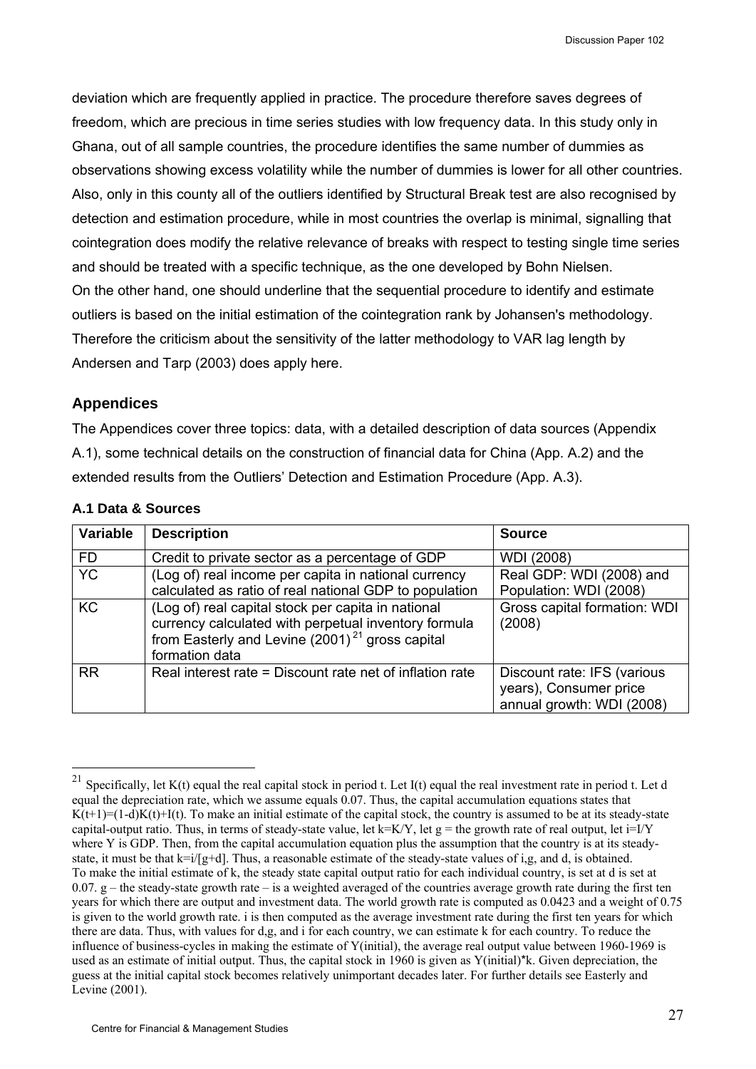deviation which are frequently applied in practice. The procedure therefore saves degrees of freedom, which are precious in time series studies with low frequency data. In this study only in Ghana, out of all sample countries, the procedure identifies the same number of dummies as observations showing excess volatility while the number of dummies is lower for all other countries. Also, only in this county all of the outliers identified by Structural Break test are also recognised by detection and estimation procedure, while in most countries the overlap is minimal, signalling that cointegration does modify the relative relevance of breaks with respect to testing single time series and should be treated with a specific technique, as the one developed by Bohn Nielsen.
On the other hand, one should underline that the sequential procedure to identify and estimate outliers is based on the initial estimation of the cointegration rank by Johansen's methodology. Therefore the criticism about the sensitivity of the latter methodology to VAR lag length by Andersen and Tarp (2003) does apply here.

## Appendices

The Appendices cover three topics: data, with a detailed description of data sources (Appendix A.1), some technical details on the construction of financial data for China (App. A.2) and the extended results from the Outliers' Detection and Estimation Procedure (App. A.3).

### A.1 Data & Sources

| Variable | Description | Source |
|---|---|---|
| FD | Credit to private sector as a percentage of GDP | WDI (2008) |
| YC | (Log of) real income per capita in national currency calculated as ratio of real national GDP to population | Real GDP: WDI (2008) and Population: WDI (2008) |
| KC | (Log of) real capital stock per capita in national currency calculated with perpetual inventory formula from Easterly and Levine (2001)[21] gross capital formation data | Gross capital formation: WDI (2008) |
| RR | Real interest rate = Discount rate net of inflation rate | Discount rate: IFS (various years), Consumer price annual growth: WDI (2008) |

---

[21] Specifically, let K(t) equal the real capital stock in period t. Let I(t) equal the real investment rate in period t. Let d equal the depreciation rate, which we assume equals 0.07. Thus, the capital accumulation equations states that $K(t+1)=(1-d)K(t)+I(t)$. To make an initial estimate of the capital stock, the country is assumed to be at its steady-state capital-output ratio. Thus, in terms of steady-state value, let $k=K/Y$, let g = the growth rate of real output, let $i=I/Y$ where Y is GDP. Then, from the capital accumulation equation plus the assumption that the country is at its steady-state, it must be that $k=i/[g+d]$. Thus, a reasonable estimate of the steady-state values of i,g, and d, is obtained. To make the initial estimate of k, the steady state capital output ratio for each individual country, is set at d is set at 0.07. g – the steady-state growth rate – is a weighted averaged of the countries average growth rate during the first ten years for which there are output and investment data. The world growth rate is computed as 0.0423 and a weight of 0.75 is given to the world growth rate. i is then computed as the average investment rate during the first ten years for which there are data. Thus, with values for d,g, and i for each country, we can estimate k for each country. To reduce the influence of business-cycles in making the estimate of Y(initial), the average real output value between 1960-1969 is used as an estimate of initial output. Thus, the capital stock in 1960 is given as Y(initial)*k. Given depreciation, the guess at the initial capital stock becomes relatively unimportant decades later. For further details see Easterly and Levine (2001).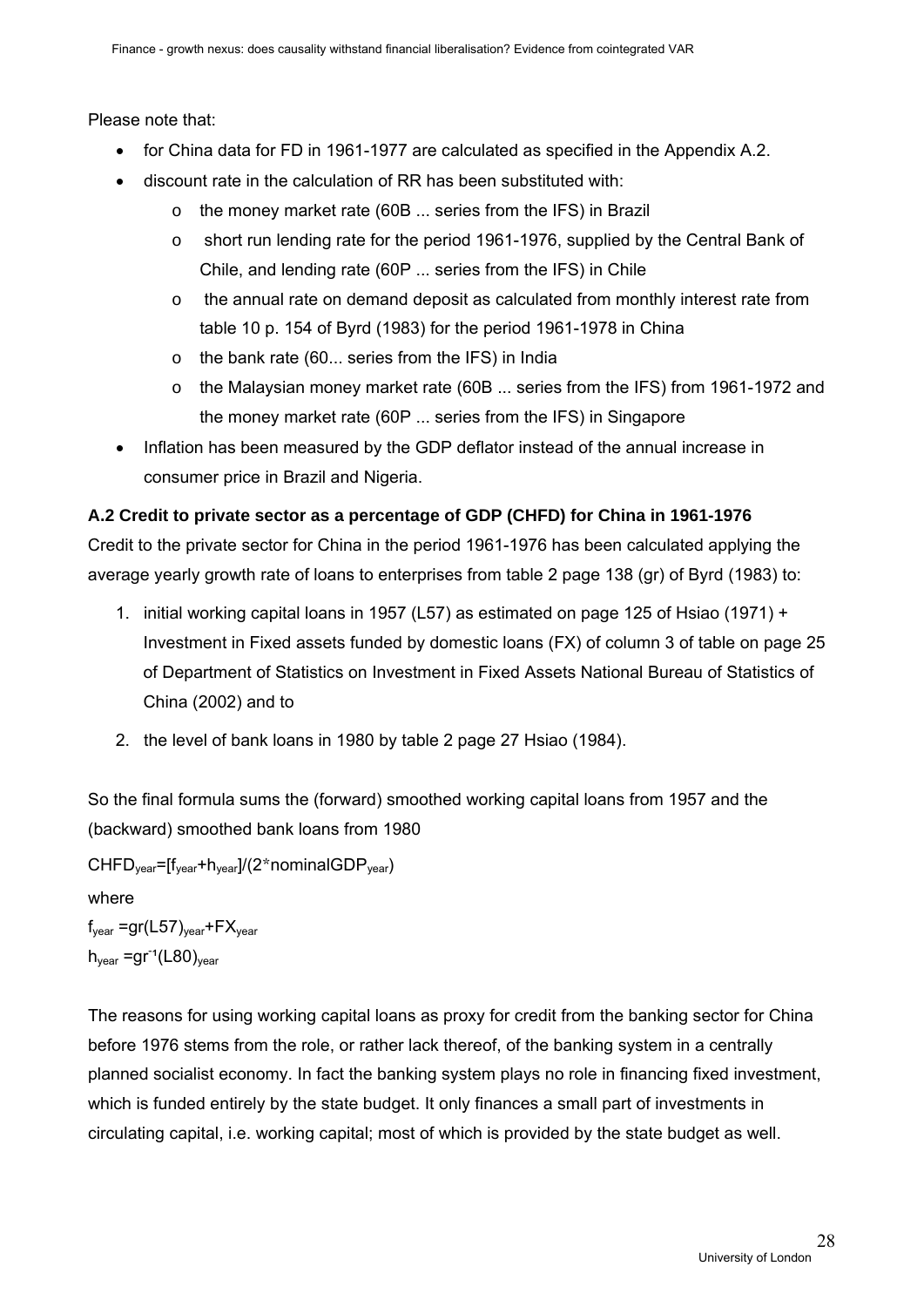Please note that:

- for China data for FD in 1961-1977 are calculated as specified in the Appendix A.2.
- discount rate in the calculation of RR has been substituted with:
  - the money market rate (60B ... series from the IFS) in Brazil
  - short run lending rate for the period 1961-1976, supplied by the Central Bank of Chile, and lending rate (60P ... series from the IFS) in Chile
  - the annual rate on demand deposit as calculated from monthly interest rate from table 10 p. 154 of Byrd (1983) for the period 1961-1978 in China
  - the bank rate (60... series from the IFS) in India
  - the Malaysian money market rate (60B ... series from the IFS) from 1961-1972 and the money market rate (60P ... series from the IFS) in Singapore
- Inflation has been measured by the GDP deflator instead of the annual increase in consumer price in Brazil and Nigeria.

### A.2 Credit to private sector as a percentage of GDP (CHFD) for China in 1961-1976

Credit to the private sector for China in the period 1961-1976 has been calculated applying the average yearly growth rate of loans to enterprises from table 2 page 138 (gr) of Byrd (1983) to:

1. initial working capital loans in 1957 (L57) as estimated on page 125 of Hsiao (1971) + Investment in Fixed assets funded by domestic loans (FX) of column 3 of table on page 25 of Department of Statistics on Investment in Fixed Assets National Bureau of Statistics of China (2002) and to
2. the level of bank loans in 1980 by table 2 page 27 Hsiao (1984).

So the final formula sums the (forward) smoothed working capital loans from 1957 and the (backward) smoothed bank loans from 1980

$CHFD_{year}=[f_{year}+h_{year}]/(2*nominalGDP_{year})$

where

$f_{year} = gr(L57)_{year}+FX_{year}$

$h_{year} = gr^{-1}(L80)_{year}$

The reasons for using working capital loans as proxy for credit from the banking sector for China before 1976 stems from the role, or rather lack thereof, of the banking system in a centrally planned socialist economy. In fact the banking system plays no role in financing fixed investment, which is funded entirely by the state budget. It only finances a small part of investments in circulating capital, i.e. working capital; most of which is provided by the state budget as well.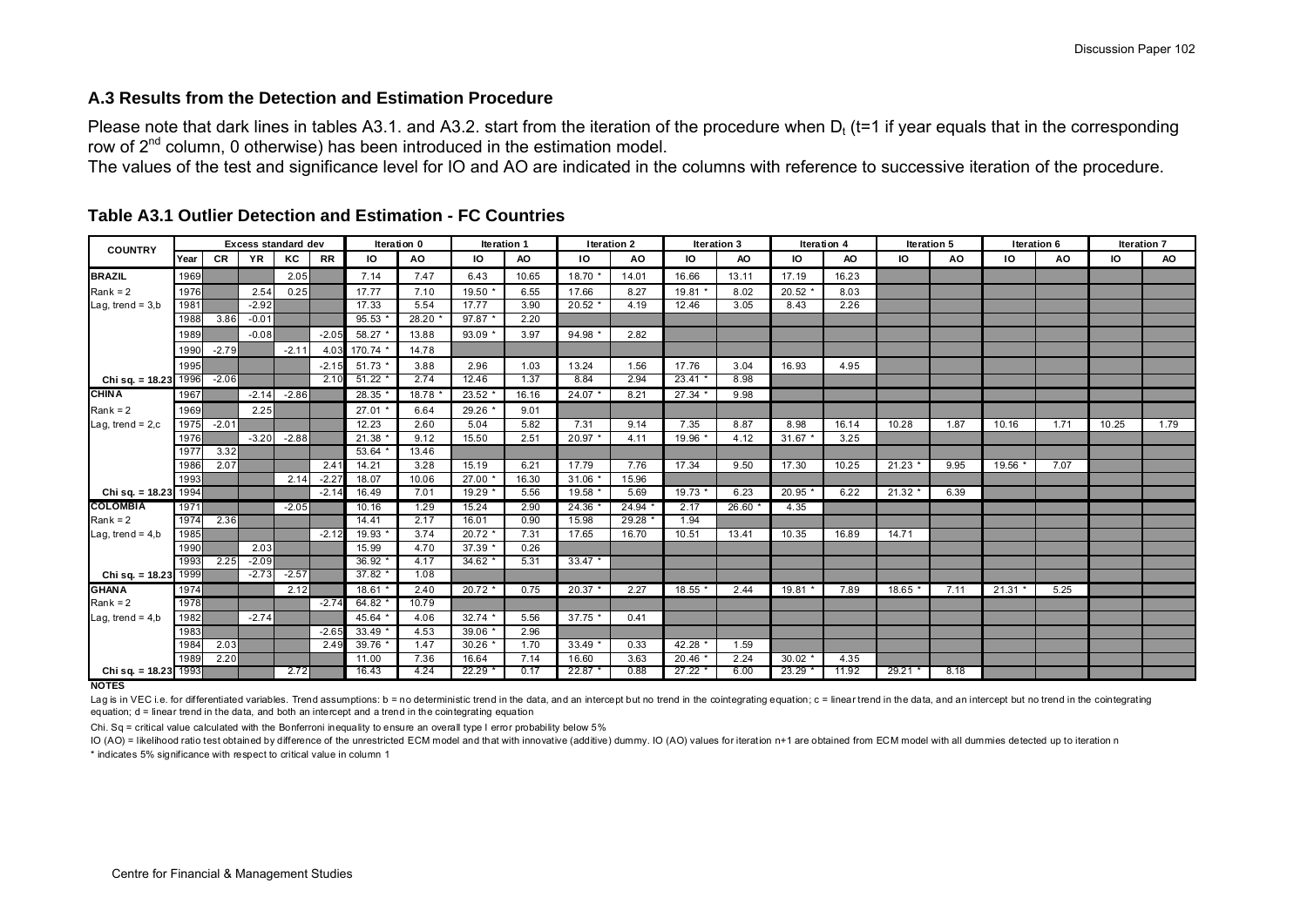## A.3 Results from the Detection and Estimation Procedure

Please note that dark lines in tables A3.1. and A3.2. start from the iteration of the procedure when $D_t$ (t=1 if year equals that in the corresponding row of 2[nd] column, 0 otherwise) has been introduced in the estimation model.

The values of the test and significance level for IO and AO are indicated in the columns with reference to successive iteration of the procedure.

### Table A3.1 Outlier Detection and Estimation - FC Countries

| COUNTRY | Excess standard dev | | | | | Iteration 0 | | Iteration 1 | | Iteration 2 | | Iteration 3 | | Iteration 4 | | Iteration 5 | | Iteration 6 | | Iteration 7 | |
|---|---|---|---|---|---|---|---|---|---|---|---|---|---|---|---|---|---|---|---|---|---|
| | Year | CR | YR | KC | RR | IO | AO | IO | AO | IO | AO | IO | AO | IO | AO | IO | AO | IO | AO | IO | AO |
| **BRAZIL** | 1969 | | | 2.05 | | 7.14 | 7.47 | 6.43 | 10.65 | 18.70 * | 14.01 | 16.66 | 13.11 | 17.19 | 16.23 | | | | | | |
| Rank = 2 | 1976 | | 2.54 | 0.25 | | 17.77 | 7.10 | 19.50 * | 6.55 | 17.66 | 8.27 | 19.81 * | 8.02 | 20.52 * | 8.03 | | | | | | |
| Lag, trend = 3,b | 1981 | | -2.92 | | | 17.33 | 5.54 | 17.77 | 3.90 | 20.52 * | 4.19 | 12.46 | 3.05 | 8.43 | 2.26 | | | | | | |
| | 1988 | 3.86 | -0.01 | | | 95.53 * | 28.20 * | 97.87 * | 2.20 | | | | | | | | | | | | |
| | 1989 | | -0.08 | | -2.05 | 58.27 * | 13.88 | 93.09 * | 3.97 | 94.98 * | 2.82 | | | | | | | | | | |
| | 1990 | -2.79 | | -2.11 | 4.03 | 170.74 * | 14.78 | | | | | | | | | | | | | | |
| | 1995 | | | | -2.15 | 51.73 * | 3.88 | 2.96 | 1.03 | 13.24 | 1.56 | 17.76 | 3.04 | 16.93 | 4.95 | | | | | | |
| Chi sq. = 18.23 | 1996 | -2.06 | | | 2.10 | 51.22 * | 2.74 | 12.46 | 1.37 | 8.84 | 2.94 | 23.41 * | 8.98 | | | | | | | | |
| **CHINA** | 1967 | | -2.14 | -2.86 | | 28.35 * | 18.78 * | 23.52 * | 16.16 | 24.07 * | 8.21 | 27.34 * | 9.98 | | | | | | | | |
| Rank = 2 | 1969 | | 2.25 | | | 27.01 * | 6.64 | 29.26 * | 9.01 | | | | | | | | | | | | |
| Lag, trend = 2,c | 1975 | -2.01 | | | | 12.23 | 2.60 | 5.04 | 5.82 | 7.31 | 9.14 | 7.35 | 8.87 | 8.98 | 16.14 | 10.28 | 1.87 | 10.16 | 1.71 | 10.25 | 1.79 |
| | 1976 | | -3.20 | -2.88 | | 21.38 * | 9.12 | 15.50 | 2.51 | 20.97 * | 4.11 | 19.96 * | 4.12 | 31.67 * | 3.25 | | | | | | |
| | 1977 | 3.32 | | | | 53.64 * | 13.46 | | | | | | | | | | | | | | |
| | 1986 | 2.07 | | | 2.41 | 14.21 | 3.28 | 15.19 | 6.21 | 17.79 | 7.76 | 17.34 | 9.50 | 17.30 | 10.25 | 21.23 * | 9.95 | 19.56 * | 7.07 | | |
| | 1993 | | | 2.14 | -2.27 | 18.07 | 10.06 | 27.00 * | 16.30 | 31.06 * | 15.96 | | | | | | | | | | |
| Chi sq. = 18.23 | 1994 | | | | -2.14 | 16.49 | 7.01 | 19.29 * | 5.56 | 19.58 * | 5.69 | 19.73 * | 6.23 | 20.95 * | 6.22 | 21.32 * | 6.39 | | | | |
| **COLOMBIA** | 1971 | | | -2.05 | | 10.16 | 1.29 | 15.24 | 2.90 | 24.36 * | 24.94 * | 2.17 | 26.60 * | 4.35 | | | | | | | |
| Rank = 2 | 1974 | 2.36 | | | | 14.41 | 2.17 | 16.01 | 0.90 | 15.98 | 29.28 * | 1.94 | | | | | | | | | |
| Lag, trend = 4,b | 1985 | | | | -2.12 | 19.93 * | 3.74 | 20.72 * | 7.31 | 17.65 | 16.70 | 10.51 | 13.41 | 10.35 | 16.89 | 14.71 | | | | | |
| | 1990 | | 2.03 | | | 15.99 | 4.70 | 37.39 * | 0.26 | | | | | | | | | | | | |
| | 1993 | 2.25 | -2.09 | | | 36.92 * | 4.17 | 34.62 * | 5.31 | 33.47 * | | | | | | | | | | | |
| Chi sq. = 18.23 | 1999 | | -2.73 | -2.57 | | 37.82 * | 1.08 | | | | | | | | | | | | | | |
| **GHANA** | 1974 | | | 2.12 | | 18.61 * | 2.40 | 20.72 * | 0.75 | 20.37 * | 2.27 | 18.55 * | 2.44 | 19.81 * | 7.89 | 18.65 * | 7.11 | 21.31 * | 5.25 | | |
| Rank = 2 | 1978 | | | | -2.74 | 64.82 * | 10.79 | | | | | | | | | | | | | | |
| Lag, trend = 4,b | 1982 | | -2.74 | | | 45.64 * | 4.06 | 32.74 * | 5.56 | 37.75 * | 0.41 | | | | | | | | | | |
| | 1983 | | | | -2.65 | 33.49 * | 4.53 | 39.06 * | 2.96 | | | | | | | | | | | | |
| | 1984 | 2.03 | | | 2.49 | 39.76 * | 1.47 | 30.26 * | 1.70 | 33.49 * | 0.33 | 42.28 * | 1.59 | | | | | | | | |
| | 1989 | 2.20 | | | | 11.00 | 7.36 | 16.64 | 7.14 | 16.60 | 3.63 | 20.46 * | 2.24 | 30.02 * | 4.35 | | | | | | |
| Chi sq. = 18.23 | 1993 | | | 2.72 | | 16.43 | 4.24 | 22.29 * | 0.17 | 22.87 * | 0.88 | 27.22 * | 6.00 | 23.29 * | 11.92 | 29.21 * | 8.18 | | | | |

**NOTES**

Lag is in VEC i.e. for differentiated variables. Trend assumptions: b = no deterministic trend in the data, and an intercept but no trend in the cointegrating equation; c = linear trend in the data, and an intercept but no trend in the cointegrating equation; d = linear trend in the data, and both an intercept and a trend in the cointegrating equation

Chi. Sq = critical value calculated with the Bonferroni inequality to ensure an overall type I error probability below 5%

IO (AO) = likelihood ratio test obtained by difference of the unrestricted ECM model and that with innovative (additive) dummy. IO (AO) values for iteration n+1 are obtained from ECM model with all dummies detected up to iteration n

* indicates 5% significance with respect to critical value in column 1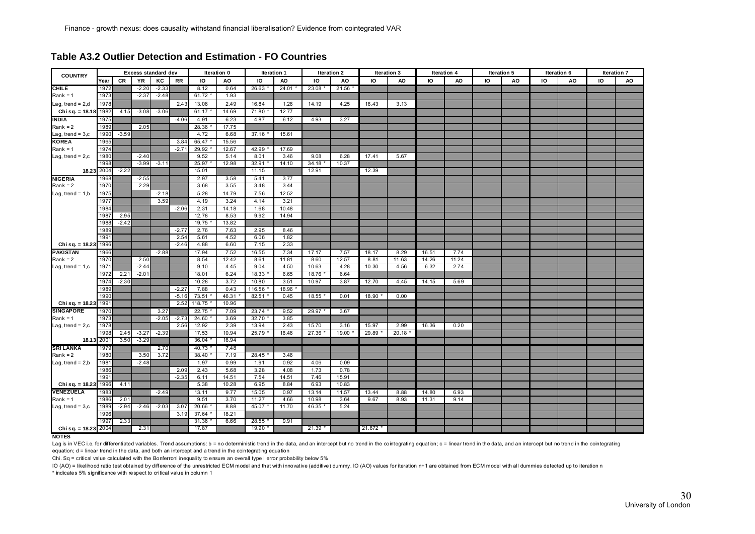## Table A3.2 Outlier Detection and Estimation - FO Countries

| COUNTRY | Year | CR | YR | KC | RR | Iteration 0 IO | Iteration 0 AO | Iteration 1 IO | Iteration 1 AO | Iteration 2 IO | Iteration 2 AO | Iteration 3 IO | Iteration 3 AO | Iteration 4 IO | Iteration 4 AO | Iteration 5 IO | Iteration 5 AO | Iteration 6 IO | Iteration 6 AO | Iteration 7 IO | Iteration 7 AO |
|---|---|---|---|---|---|---|---|---|---|---|---|---|---|---|---|---|---|---|---|---|---|
| **CHILE** | 1972 | | -2.20 | -2.33 | | 8.12 | 0.64 | 26.63 * | 24.01 * | 23.08 * | 21.56 * | | | | | | | | | | |
| Rank = 1 | 1973 | | -2.37 | -2.48 | | 61.72 * | 1.93 | | | | | | | | | | | | | | |
| Lag, trend = 2,d | 1978 | | | | 2.43 | 13.06 | 2.49 | 16.84 | 1.26 | 14.19 | 4.25 | 16.43 | 3.13 | | | | | | | | |
| **Chi sq. = 18.18** | 1982 | 4.15 | -3.08 | -3.06 | | 61.17 * | 14.69 | 71.80 * | 12.77 | | | | | | | | | | | | |
| **INDIA** | 1975 | | | | -4.06 | 4.91 | 6.23 | 4.87 | 6.12 | 4.93 | 3.27 | | | | | | | | | | |
| Rank = 2 | 1989 | | 2.05 | | | 28.36 * | 17.75 | | | | | | | | | | | | | | |
| Lag, trend = 3,c | 1990 | -3.59 | | | | 4.72 | 6.68 | 37.16 * | 15.61 | | | | | | | | | | | | |
| **KOREA** | 1965 | | | | 3.84 | 65.47 * | 15.56 | | | | | | | | | | | | | | |
| Rank = 1 | 1974 | | | | -2.71 | 29.92 * | 12.67 | 42.99 * | 17.69 | | | | | | | | | | | | |
| Lag, trend = 2,c | 1980 | | -2.40 | | | 9.52 | 5.14 | 8.01 | 3.46 | 9.08 | 6.28 | 17.41 | 5.67 | | | | | | | | |
| | 1998 | | -3.99 | -3.11 | | 25.97 * | 12.98 | 32.91 * | 14.10 | 34.18 * | 10.37 | | | | | | | | | | |
| **18.23** | 2004 | -2.22 | | | | 15.01 | | 11.15 | | 12.91 | | 12.39 | | | | | | | | | |
| **NIGERIA** | 1968 | | -2.55 | | | 2.97 | 3.58 | 5.41 | 3.77 | | | | | | | | | | | | |
| Rank = 2 | 1970 | | 2.29 | | | 3.68 | 3.55 | 3.48 | 3.44 | | | | | | | | | | | | |
| Lag, trend = 1,b | 1975 | | | -2.18 | | 5.28 | 14.79 | 7.56 | 12.52 | | | | | | | | | | | | |
| | 1977 | | | 3.59 | | 4.19 | 3.24 | 4.14 | 3.21 | | | | | | | | | | | | |
| | 1984 | | | | -2.06 | 2.31 | 14.18 | 1.68 | 10.48 | | | | | | | | | | | | |
| | 1987 | 2.95 | | | | 12.78 | 8.53 | 9.92 | 14.94 | | | | | | | | | | | | |
| | 1988 | -2.42 | | | | 19.75 * | 13.82 | | | | | | | | | | | | | | |
| | 1989 | | | | -2.77 | 2.76 | 7.63 | 2.95 | 8.46 | | | | | | | | | | | | |
| | 1991 | | | | 2.54 | 5.61 | 4.52 | 6.06 | 1.82 | | | | | | | | | | | | |
| **Chi sq. = 18.23** | 1996 | | | | -2.46 | 4.88 | 6.60 | 7.15 | 2.33 | | | | | | | | | | | | |
| **PAKISTAN** | 1966 | | | -2.88 | | 17.94 | 7.52 | 16.55 | 7.34 | 17.17 | 7.57 | 18.17 | 8.29 | 16.51 | 7.74 | | | | | | |
| Rank = 2 | 1970 | | 2.50 | | | 8.54 | 12.42 | 8.61 | 11.81 | 8.60 | 12.57 | 8.81 | 11.63 | 14.26 | 11.24 | | | | | | |
| Lag, trend = 1,c | 1971 | | -2.44 | | | 9.10 | 4.45 | 9.04 | 4.50 | 10.63 | 4.28 | 10.30 | 4.56 | 6.32 | 2.74 | | | | | | |
| | 1972 | 2.21 | -2.01 | | | 18.01 | 6.24 | 18.33 * | 6.65 | 18.76 * | 6.64 | | | | | | | | | | |
| | 1974 | -2.30 | | | | 10.28 | 3.72 | 10.80 | 3.51 | 10.97 | 3.87 | 12.70 | 4.45 | 14.15 | 5.69 | | | | | | |
| | 1989 | | | | -2.27 | 7.88 | 0.43 | 116.56 * | 18.96 * | | | | | | | | | | | | |
| | 1990 | | | | -5.16 | 73.51 * | 46.31 * | 82.51 * | 0.45 | 18.55 * | 0.01 | 18.90 * | 0.00 | | | | | | | | |
| **Chi sq. = 18.23** | 1991 | | | | 2.52 | 118.75 * | 10.96 | | | | | | | | | | | | | | |
| **SINGAPORE** | 1970 | | | 3.27 | | 22.75 * | 7.09 | 23.74 * | 9.52 | 29.97 * | 3.67 | | | | | | | | | | |
| Rank = 1 | 1973 | | | -2.05 | -2.73 | 24.60 * | 3.69 | 32.70 * | 3.85 | | | | | | | | | | | | |
| Lag, trend = 2,c | 1978 | | | | 2.56 | 12.92 | 2.39 | 13.94 | 2.43 | 15.70 | 3.16 | 15.97 | 2.99 | 16.36 | 0.20 | | | | | | |
| | 1998 | 2.45 | -3.27 | -2.39 | | 17.53 | 10.94 | 25.79 * | 16.46 | 27.36 * | 19.00 * | 29.89 * | 20.18 * | | | | | | | | |
| **18.13** | 2001 | 3.50 | -3.29 | | | 36.04 * | 16.94 | | | | | | | | | | | | | | |
| **SRI LANKA** | 1979 | | | 2.70 | | 40.73 * | 7.48 | | | | | | | | | | | | | | |
| Rank = 2 | 1980 | | 3.50 | 3.72 | | 38.40 * | 7.19 | 28.45 * | 3.46 | | | | | | | | | | | | |
| Lag, trend = 2,b | 1981 | | -2.48 | | | 1.97 | 0.99 | 1.91 | 0.92 | 4.06 | 0.09 | | | | | | | | | | |
| | 1986 | | | | 2.09 | 2.43 | 5.68 | 3.28 | 4.08 | 1.73 | 0.78 | | | | | | | | | | |
| | 1991 | | | | -2.35 | 6.11 | 14.51 | 7.54 | 14.51 | 7.46 | 15.91 | | | | | | | | | | |
| **Chi sq. = 18.23** | 1996 | 4.11 | | | | 5.38 | 10.28 | 6.95 | 8.84 | 6.93 | 10.83 | | | | | | | | | | |
| **VENEZUELA** | 1983 | | | -2.49 | | 13.11 | 9.77 | 15.05 | 0.97 | 13.14 | 11.57 | 13.44 | 8.88 | 14.80 | 6.93 | | | | | | |
| Rank = 1 | 1986 | 2.01 | | | | 9.51 | 3.70 | 11.27 | 4.66 | 10.98 | 3.64 | 9.67 | 8.93 | 11.31 | 9.14 | | | | | | |
| Lag, trend = 3,c | 1989 | -2.94 | -2.46 | -2.03 | 3.07 | 20.66 * | 8.88 | 45.07 * | 11.70 | 46.35 * | 5.24 | | | | | | | | | | |
| | 1996 | | | | 3.19 | 37.64 * | 18.21 | | | | | | | | | | | | | | |
| | 1997 | 2.33 | | | | 31.36 * | 6.66 | 28.55 * | 9.91 | | | | | | | | | | | | |
| **Chi sq. = 18.23** | 2004 | | 2.31 | | | 17.87 | | 19.90 * | | 21.39 * | | 21.672 * | | | | | | | | | |

Note: CR, YR, KC, RR columns are under the heading "Excess standard dev".

**NOTES**

Lag is in VEC i.e. for differentiated variables. Trend assumptions: b = no deterministic trend in the data, and an intercept but no trend in the cointegrating equation; c = linear trend in the data, and an intercept but no trend in the cointegrating equation; d = linear trend in the data, and both an intercept and a trend in the cointegration equation

Chi. Sq = critical value calculated with the Bonferroni inequality to ensure an overall type I error probability below 5%

IO (AO) = likelihood ratio test obtained by difference of the unrestricted ECM model and that with innovative (additive) dummy. IO (AO) values for iteration n+1 are obtained from ECM model with all dummies detected up to iteration n

* indicates 5% significance with respect to critical value in column 1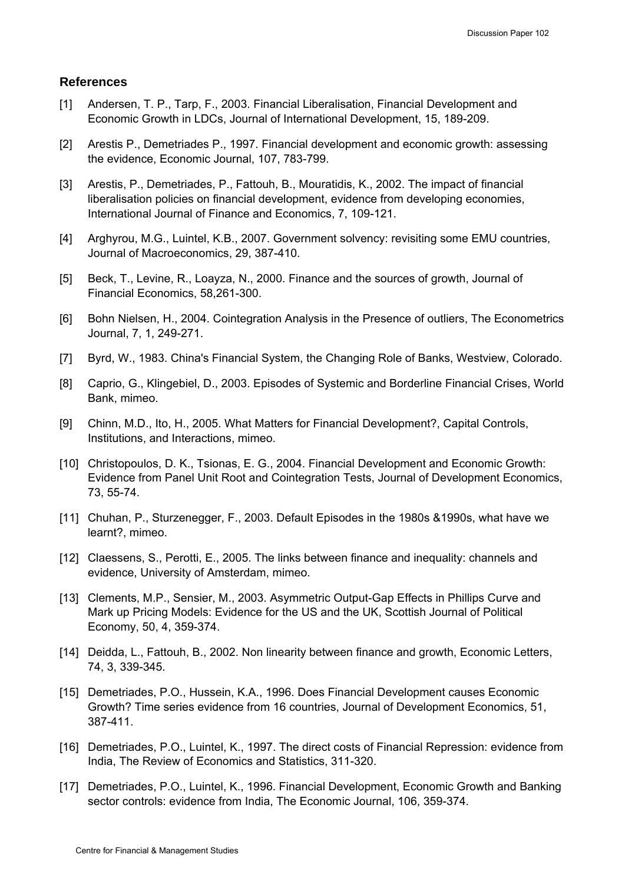## References

[1] Andersen, T. P., Tarp, F., 2003. Financial Liberalisation, Financial Development and Economic Growth in LDCs, Journal of International Development, 15, 189-209.

[2] Arestis P., Demetriades P., 1997. Financial development and economic growth: assessing the evidence, Economic Journal, 107, 783-799.

[3] Arestis, P., Demetriades, P., Fattouh, B., Mouratidis, K., 2002. The impact of financial liberalisation policies on financial development, evidence from developing economies, International Journal of Finance and Economics, 7, 109-121.

[4] Arghyrou, M.G., Luintel, K.B., 2007. Government solvency: revisiting some EMU countries, Journal of Macroeconomics, 29, 387-410.

[5] Beck, T., Levine, R., Loayza, N., 2000. Finance and the sources of growth, Journal of Financial Economics, 58,261-300.

[6] Bohn Nielsen, H., 2004. Cointegration Analysis in the Presence of outliers, The Econometrics Journal, 7, 1, 249-271.

[7] Byrd, W., 1983. China's Financial System, the Changing Role of Banks, Westview, Colorado.

[8] Caprio, G., Klingebiel, D., 2003. Episodes of Systemic and Borderline Financial Crises, World Bank, mimeo.

[9] Chinn, M.D., Ito, H., 2005. What Matters for Financial Development?, Capital Controls, Institutions, and Interactions, mimeo.

[10] Christopoulos, D. K., Tsionas, E. G., 2004. Financial Development and Economic Growth: Evidence from Panel Unit Root and Cointegration Tests, Journal of Development Economics, 73, 55-74.

[11] Chuhan, P., Sturzenegger, F., 2003. Default Episodes in the 1980s &1990s, what have we learnt?, mimeo.

[12] Claessens, S., Perotti, E., 2005. The links between finance and inequality: channels and evidence, University of Amsterdam, mimeo.

[13] Clements, M.P., Sensier, M., 2003. Asymmetric Output-Gap Effects in Phillips Curve and Mark up Pricing Models: Evidence for the US and the UK, Scottish Journal of Political Economy, 50, 4, 359-374.

[14] Deidda, L., Fattouh, B., 2002. Non linearity between finance and growth, Economic Letters, 74, 3, 339-345.

[15] Demetriades, P.O., Hussein, K.A., 1996. Does Financial Development causes Economic Growth? Time series evidence from 16 countries, Journal of Development Economics, 51, 387-411.

[16] Demetriades, P.O., Luintel, K., 1997. The direct costs of Financial Repression: evidence from India, The Review of Economics and Statistics, 311-320.

[17] Demetriades, P.O., Luintel, K., 1996. Financial Development, Economic Growth and Banking sector controls: evidence from India, The Economic Journal, 106, 359-374.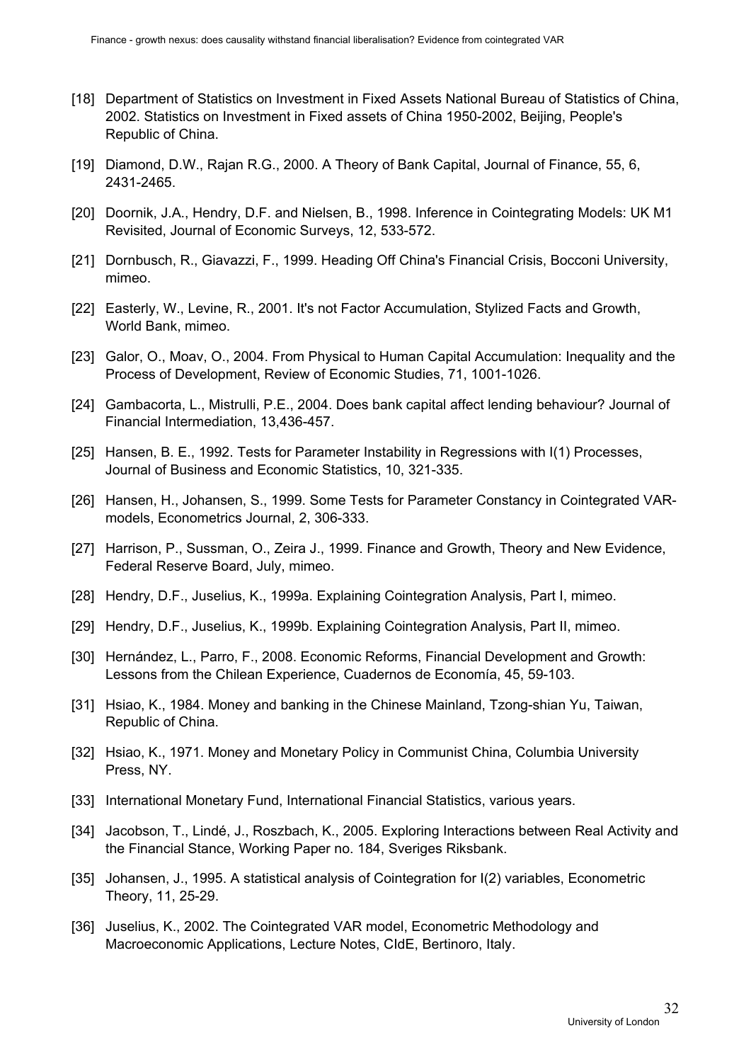[18] Department of Statistics on Investment in Fixed Assets National Bureau of Statistics of China, 2002. Statistics on Investment in Fixed assets of China 1950-2002, Beijing, People's Republic of China.

[19] Diamond, D.W., Rajan R.G., 2000. A Theory of Bank Capital, Journal of Finance, 55, 6, 2431-2465.

[20] Doornik, J.A., Hendry, D.F. and Nielsen, B., 1998. Inference in Cointegrating Models: UK M1 Revisited, Journal of Economic Surveys, 12, 533-572.

[21] Dornbusch, R., Giavazzi, F., 1999. Heading Off China's Financial Crisis, Bocconi University, mimeo.

[22] Easterly, W., Levine, R., 2001. It's not Factor Accumulation, Stylized Facts and Growth, World Bank, mimeo.

[23] Galor, O., Moav, O., 2004. From Physical to Human Capital Accumulation: Inequality and the Process of Development, Review of Economic Studies, 71, 1001-1026.

[24] Gambacorta, L., Mistrulli, P.E., 2004. Does bank capital affect lending behaviour? Journal of Financial Intermediation, 13,436-457.

[25] Hansen, B. E., 1992. Tests for Parameter Instability in Regressions with I(1) Processes, Journal of Business and Economic Statistics, 10, 321-335.

[26] Hansen, H., Johansen, S., 1999. Some Tests for Parameter Constancy in Cointegrated VAR-models, Econometrics Journal, 2, 306-333.

[27] Harrison, P., Sussman, O., Zeira J., 1999. Finance and Growth, Theory and New Evidence, Federal Reserve Board, July, mimeo.

[28] Hendry, D.F., Juselius, K., 1999a. Explaining Cointegration Analysis, Part I, mimeo.

[29] Hendry, D.F., Juselius, K., 1999b. Explaining Cointegration Analysis, Part II, mimeo.

[30] Hernández, L., Parro, F., 2008. Economic Reforms, Financial Development and Growth: Lessons from the Chilean Experience, Cuadernos de Economía, 45, 59-103.

[31] Hsiao, K., 1984. Money and banking in the Chinese Mainland, Tzong-shian Yu, Taiwan, Republic of China.

[32] Hsiao, K., 1971. Money and Monetary Policy in Communist China, Columbia University Press, NY.

[33] International Monetary Fund, International Financial Statistics, various years.

[34] Jacobson, T., Lindé, J., Roszbach, K., 2005. Exploring Interactions between Real Activity and the Financial Stance, Working Paper no. 184, Sveriges Riksbank.

[35] Johansen, J., 1995. A statistical analysis of Cointegration for I(2) variables, Econometric Theory, 11, 25-29.

[36] Juselius, K., 2002. The Cointegrated VAR model, Econometric Methodology and Macroeconomic Applications, Lecture Notes, CIdE, Bertinoro, Italy.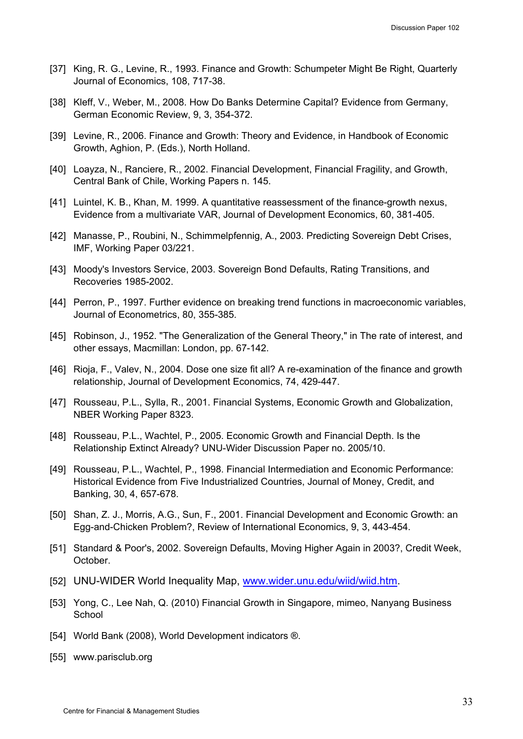[37] King, R. G., Levine, R., 1993. Finance and Growth: Schumpeter Might Be Right, Quarterly Journal of Economics, 108, 717-38.

[38] Kleff, V., Weber, M., 2008. How Do Banks Determine Capital? Evidence from Germany, German Economic Review, 9, 3, 354-372.

[39] Levine, R., 2006. Finance and Growth: Theory and Evidence, in Handbook of Economic Growth, Aghion, P. (Eds.), North Holland.

[40] Loayza, N., Ranciere, R., 2002. Financial Development, Financial Fragility, and Growth, Central Bank of Chile, Working Papers n. 145.

[41] Luintel, K. B., Khan, M. 1999. A quantitative reassessment of the finance-growth nexus, Evidence from a multivariate VAR, Journal of Development Economics, 60, 381-405.

[42] Manasse, P., Roubini, N., Schimmelpfennig, A., 2003. Predicting Sovereign Debt Crises, IMF, Working Paper 03/221.

[43] Moody's Investors Service, 2003. Sovereign Bond Defaults, Rating Transitions, and Recoveries 1985-2002.

[44] Perron, P., 1997. Further evidence on breaking trend functions in macroeconomic variables, Journal of Econometrics, 80, 355-385.

[45] Robinson, J., 1952. "The Generalization of the General Theory," in The rate of interest, and other essays, Macmillan: London, pp. 67-142.

[46] Rioja, F., Valev, N., 2004. Dose one size fit all? A re-examination of the finance and growth relationship, Journal of Development Economics, 74, 429-447.

[47] Rousseau, P.L., Sylla, R., 2001. Financial Systems, Economic Growth and Globalization, NBER Working Paper 8323.

[48] Rousseau, P.L., Wachtel, P., 2005. Economic Growth and Financial Depth. Is the Relationship Extinct Already? UNU-Wider Discussion Paper no. 2005/10.

[49] Rousseau, P.L., Wachtel, P., 1998. Financial Intermediation and Economic Performance: Historical Evidence from Five Industrialized Countries, Journal of Money, Credit, and Banking, 30, 4, 657-678.

[50] Shan, Z. J., Morris, A.G., Sun, F., 2001. Financial Development and Economic Growth: an Egg-and-Chicken Problem?, Review of International Economics, 9, 3, 443-454.

[51] Standard & Poor's, 2002. Sovereign Defaults, Moving Higher Again in 2003?, Credit Week, October.

[52] UNU-WIDER World Inequality Map, www.wider.unu.edu/wiid/wiid.htm.

[53] Yong, C., Lee Nah, Q. (2010) Financial Growth in Singapore, mimeo, Nanyang Business School

[54] World Bank (2008), World Development indicators ®.

[55] www.parisclub.org